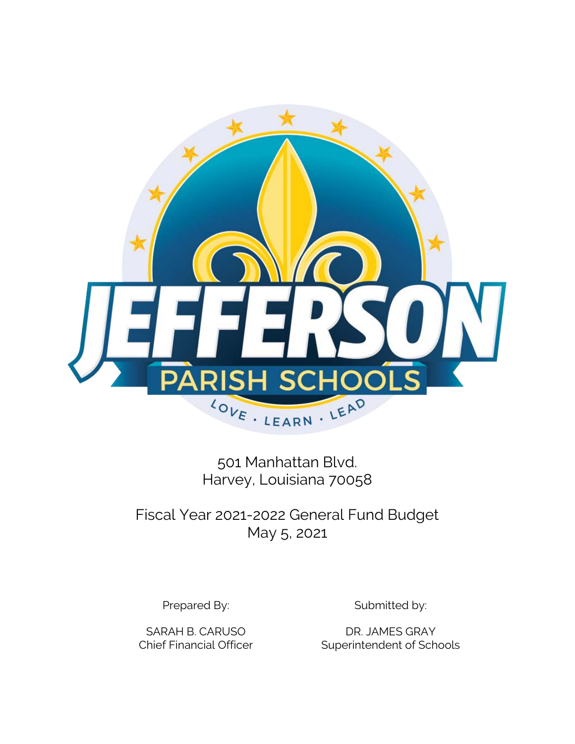JEFFERSON PARISH SCHOOLS

LOVE · LEARN · LEAD

501 Manhattan Blvd.
Harvey, Louisiana 70058

# Fiscal Year 2021-2022 General Fund Budget

May 5, 2021

Prepared By:

SARAH B. CARUSO
Chief Financial Officer

Submitted by:

DR. JAMES GRAY
Superintendent of Schools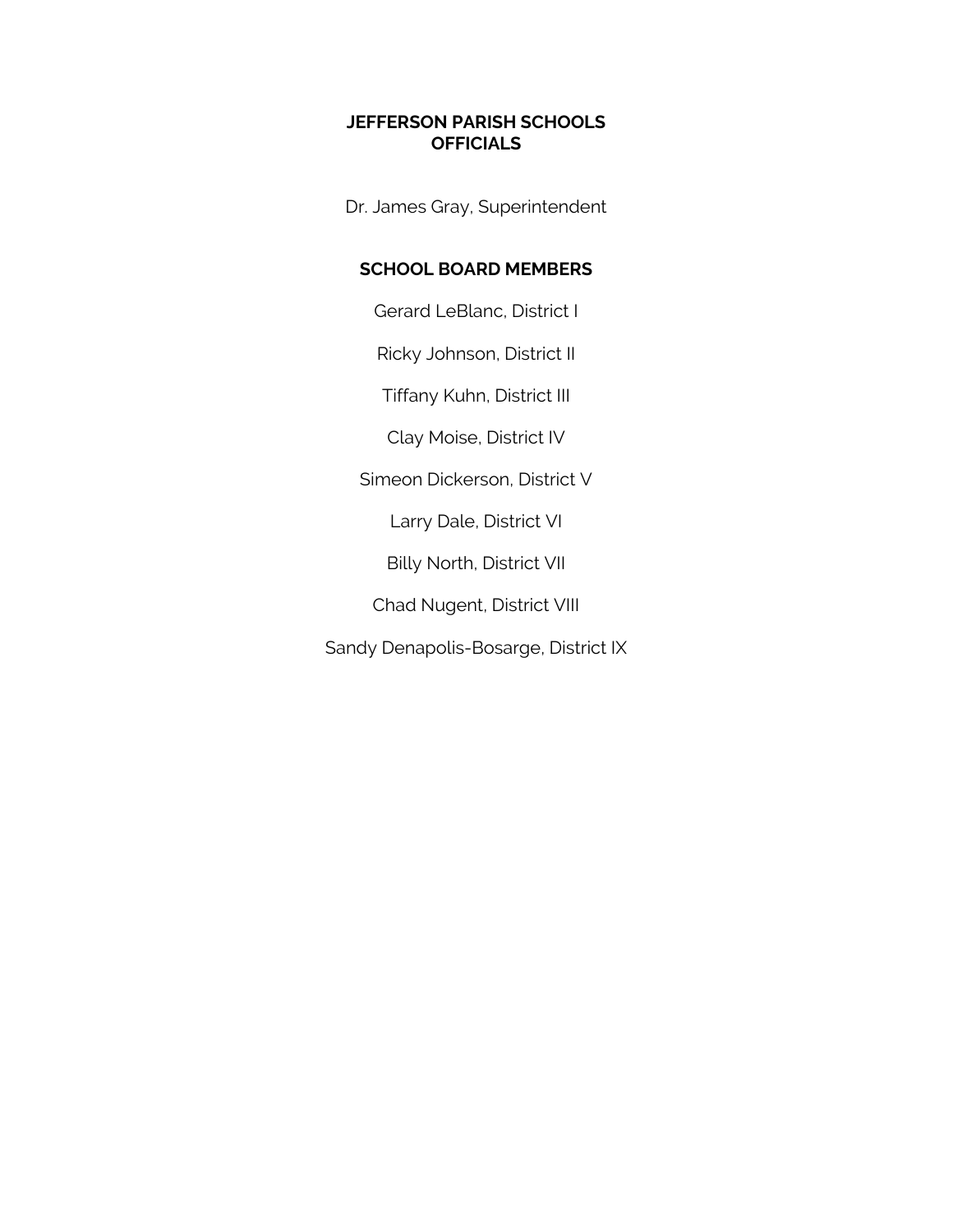# JEFFERSON PARISH SCHOOLS OFFICIALS

Dr. James Gray, Superintendent

## SCHOOL BOARD MEMBERS

Gerard LeBlanc, District I

Ricky Johnson, District II

Tiffany Kuhn, District III

Clay Moise, District IV

Simeon Dickerson, District V

Larry Dale, District VI

Billy North, District VII

Chad Nugent, District VIII

Sandy Denapolis-Bosarge, District IX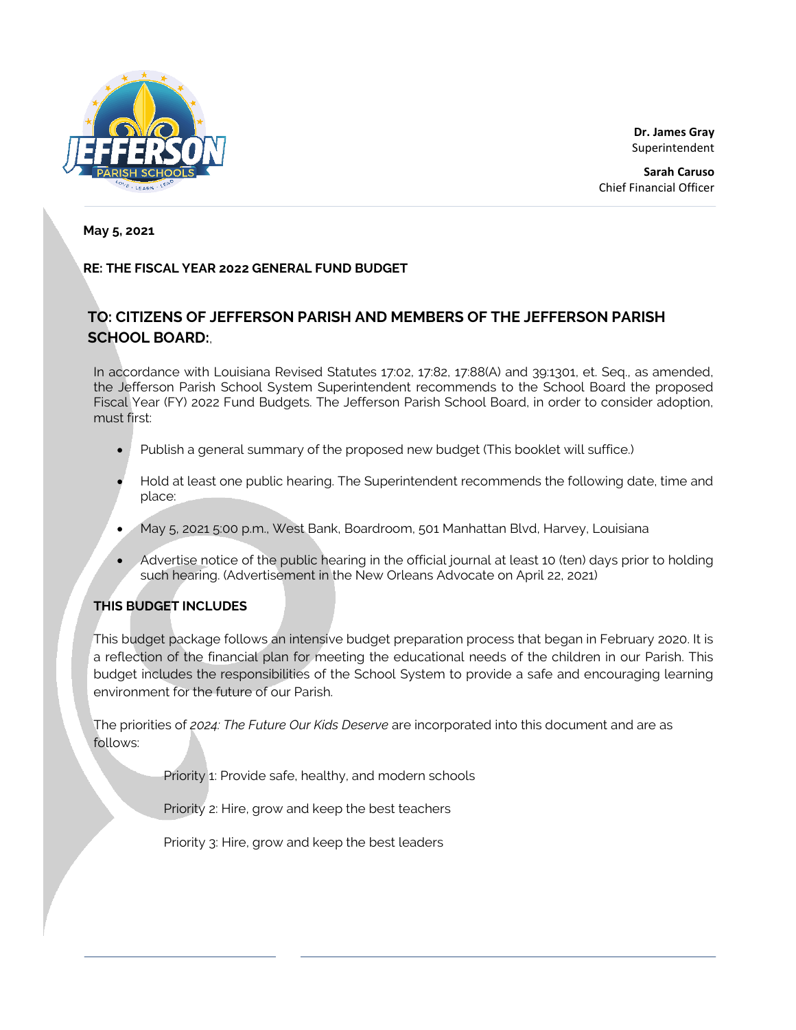Dr. James Gray
Superintendent

Sarah Caruso
Chief Financial Officer

**May 5, 2021**

**RE: THE FISCAL YEAR 2022 GENERAL FUND BUDGET**

## TO: CITIZENS OF JEFFERSON PARISH AND MEMBERS OF THE JEFFERSON PARISH SCHOOL BOARD:,

In accordance with Louisiana Revised Statutes 17:02, 17:82, 17:88(A) and 39:1301, et. Seq., as amended, the Jefferson Parish School System Superintendent recommends to the School Board the proposed Fiscal Year (FY) 2022 Fund Budgets. The Jefferson Parish School Board, in order to consider adoption, must first:

- Publish a general summary of the proposed new budget (This booklet will suffice.)
- Hold at least one public hearing. The Superintendent recommends the following date, time and place:
- May 5, 2021 5:00 p.m., West Bank, Boardroom, 501 Manhattan Blvd, Harvey, Louisiana
- Advertise notice of the public hearing in the official journal at least 10 (ten) days prior to holding such hearing. (Advertisement in the New Orleans Advocate on April 22, 2021)

**THIS BUDGET INCLUDES**

This budget package follows an intensive budget preparation process that began in February 2020. It is a reflection of the financial plan for meeting the educational needs of the children in our Parish. This budget includes the responsibilities of the School System to provide a safe and encouraging learning environment for the future of our Parish.

The priorities of *2024: The Future Our Kids Deserve* are incorporated into this document and are as follows:

Priority 1: Provide safe, healthy, and modern schools

Priority 2: Hire, grow and keep the best teachers

Priority 3: Hire, grow and keep the best leaders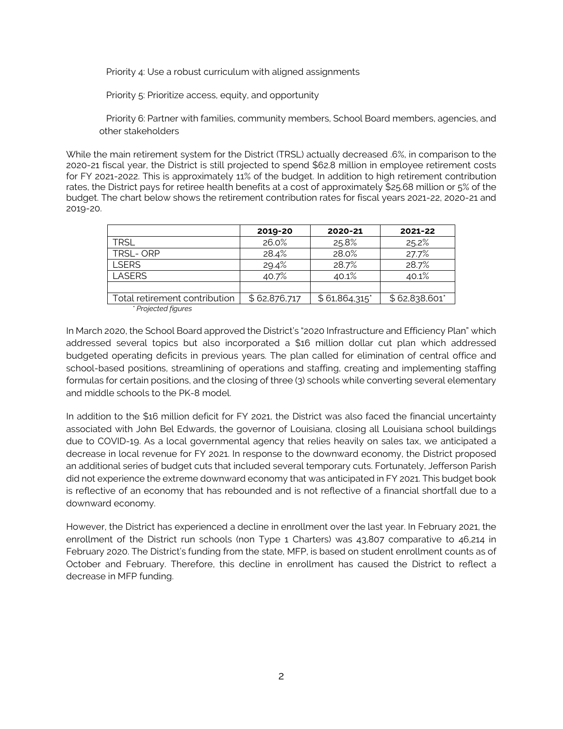Priority 4: Use a robust curriculum with aligned assignments

Priority 5: Prioritize access, equity, and opportunity

Priority 6: Partner with families, community members, School Board members, agencies, and other stakeholders

While the main retirement system for the District (TRSL) actually decreased .6%, in comparison to the 2020-21 fiscal year, the District is still projected to spend $62.8 million in employee retirement costs for FY 2021-2022. This is approximately 11% of the budget. In addition to high retirement contribution rates, the District pays for retiree health benefits at a cost of approximately $25.68 million or 5% of the budget. The chart below shows the retirement contribution rates for fiscal years 2021-22, 2020-21 and 2019-20.

| | 2019-20 | 2020-21 | 2021-22 |
|---|---|---|---|
| TRSL | 26.0% | 25.8% | 25.2% |
| TRSL- ORP | 28.4% | 28.0% | 27.7% |
| LSERS | 29.4% | 28.7% | 28.7% |
| LASERS | 40.7% | 40.1% | 40.1% |
| | | | |
| Total retirement contribution | $ 62,876,717 | $ 61,864,315* | $ 62,838,601* |

*\* Projected figures*

In March 2020, the School Board approved the District's "2020 Infrastructure and Efficiency Plan" which addressed several topics but also incorporated a $16 million dollar cut plan which addressed budgeted operating deficits in previous years. The plan called for elimination of central office and school-based positions, streamlining of operations and staffing, creating and implementing staffing formulas for certain positions, and the closing of three (3) schools while converting several elementary and middle schools to the PK-8 model.

In addition to the $16 million deficit for FY 2021, the District was also faced the financial uncertainty associated with John Bel Edwards, the governor of Louisiana, closing all Louisiana school buildings due to COVID-19. As a local governmental agency that relies heavily on sales tax, we anticipated a decrease in local revenue for FY 2021. In response to the downward economy, the District proposed an additional series of budget cuts that included several temporary cuts. Fortunately, Jefferson Parish did not experience the extreme downward economy that was anticipated in FY 2021. This budget book is reflective of an economy that has rebounded and is not reflective of a financial shortfall due to a downward economy.

However, the District has experienced a decline in enrollment over the last year. In February 2021, the enrollment of the District run schools (non Type 1 Charters) was 43,807 comparative to 46,214 in February 2020. The District's funding from the state, MFP, is based on student enrollment counts as of October and February. Therefore, this decline in enrollment has caused the District to reflect a decrease in MFP funding.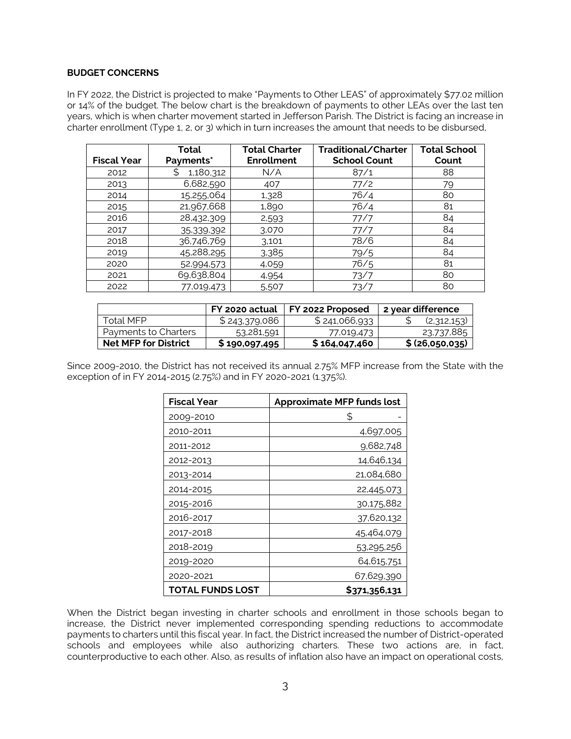**BUDGET CONCERNS**

In FY 2022, the District is projected to make "Payments to Other LEAS" of approximately $77.02 million or 14% of the budget. The below chart is the breakdown of payments to other LEAs over the last ten years, which is when charter movement started in Jefferson Parish. The District is facing an increase in charter enrollment (Type 1, 2, or 3) which in turn increases the amount that needs to be disbursed,

| Fiscal Year | Total Payments* | Total Charter Enrollment | Traditional/Charter School Count | Total School Count |
|---|---|---|---|---|
| 2012 | $ 1,180,312 | N/A | 87/1 | 88 |
| 2013 | 6,682,590 | 407 | 77/2 | 79 |
| 2014 | 15,255,064 | 1,328 | 76/4 | 80 |
| 2015 | 21,967,668 | 1,890 | 76/4 | 81 |
| 2016 | 28,432,309 | 2,593 | 77/7 | 84 |
| 2017 | 35,339,392 | 3,070 | 77/7 | 84 |
| 2018 | 36,746,769 | 3,101 | 78/6 | 84 |
| 2019 | 45,288,295 | 3,385 | 79/5 | 84 |
| 2020 | 52,994,573 | 4,059 | 76/5 | 81 |
| 2021 | 69,638,804 | 4,954 | 73/7 | 80 |
| 2022 | 77,019,473 | 5,507 | 73/7 | 80 |

| | FY 2020 actual | FY 2022 Proposed | 2 year difference |
|---|---|---|---|
| Total MFP | $ 243,379,086 | $ 241,066,933 | $ (2,312,153) |
| Payments to Charters | 53,281,591 | 77,019,473 | 23,737,885 |
| **Net MFP for District** | **$ 190,097,495** | **$ 164,047,460** | **$ (26,050,035)** |

Since 2009-2010, the District has not received its annual 2.75% MFP increase from the State with the exception of in FY 2014-2015 (2.75%) and in FY 2020-2021 (1.375%).

| Fiscal Year | Approximate MFP funds lost |
|---|---|
| 2009-2010 | $ - |
| 2010-2011 | 4,697,005 |
| 2011-2012 | 9,682,748 |
| 2012-2013 | 14,646,134 |
| 2013-2014 | 21,084,680 |
| 2014-2015 | 22,445,073 |
| 2015-2016 | 30,175,882 |
| 2016-2017 | 37,620,132 |
| 2017-2018 | 45,464,079 |
| 2018-2019 | 53,295,256 |
| 2019-2020 | 64,615,751 |
| 2020-2021 | 67,629,390 |
| **TOTAL FUNDS LOST** | **$371,356,131** |

When the District began investing in charter schools and enrollment in those schools began to increase, the District never implemented corresponding spending reductions to accommodate payments to charters until this fiscal year. In fact, the District increased the number of District-operated schools and employees while also authorizing charters. These two actions are, in fact, counterproductive to each other. Also, as results of inflation also have an impact on operational costs,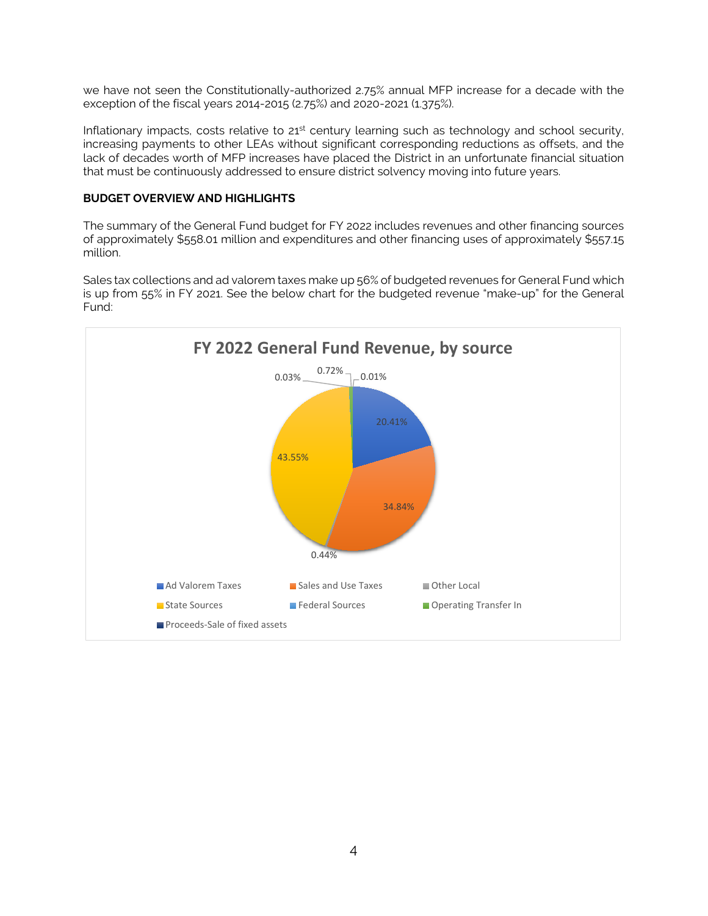we have not seen the Constitutionally-authorized 2.75% annual MFP increase for a decade with the exception of the fiscal years 2014-2015 (2.75%) and 2020-2021 (1.375%).

Inflationary impacts, costs relative to 21st century learning such as technology and school security, increasing payments to other LEAs without significant corresponding reductions as offsets, and the lack of decades worth of MFP increases have placed the District in an unfortunate financial situation that must be continuously addressed to ensure district solvency moving into future years.

**BUDGET OVERVIEW AND HIGHLIGHTS**

The summary of the General Fund budget for FY 2022 includes revenues and other financing sources of approximately $558.01 million and expenditures and other financing uses of approximately $557.15 million.

Sales tax collections and ad valorem taxes make up 56% of budgeted revenues for General Fund which is up from 55% in FY 2021. See the below chart for the budgeted revenue "make-up" for the General Fund:

**FY 2022 General Fund Revenue, by source**

0.03% 0.72% 0.01% 20.41% 43.55% 34.84% 0.44%

- Ad Valorem Taxes
- Sales and Use Taxes
- Other Local
- State Sources
- Federal Sources
- Operating Transfer In
- Proceeds-Sale of fixed assets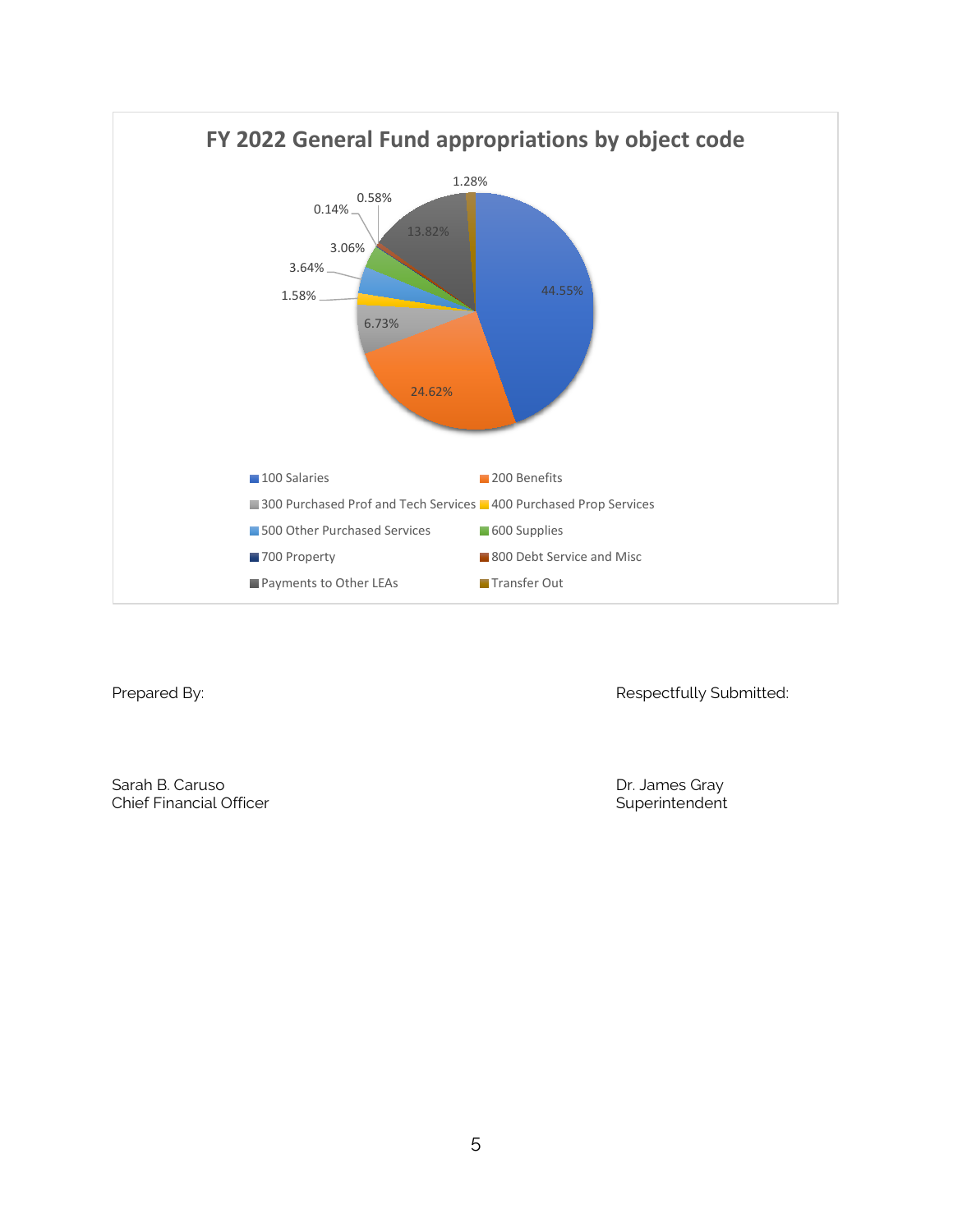## FY 2022 General Fund appropriations by object code

| Object Code | Percentage |
|---|---|
| 100 Salaries | 44.55% |
| 200 Benefits | 24.62% |
| 300 Purchased Prof and Tech Services | 6.73% |
| 400 Purchased Prop Services | 1.58% |
| 500 Other Purchased Services | 3.64% |
| 600 Supplies | 3.06% |
| 700 Property | 0.14% |
| 800 Debt Service and Misc | 0.58% |
| Payments to Other LEAs | 13.82% |
| Transfer Out | 1.28% |

Prepared By:

Sarah B. Caruso
Chief Financial Officer

Respectfully Submitted:

Dr. James Gray
Superintendent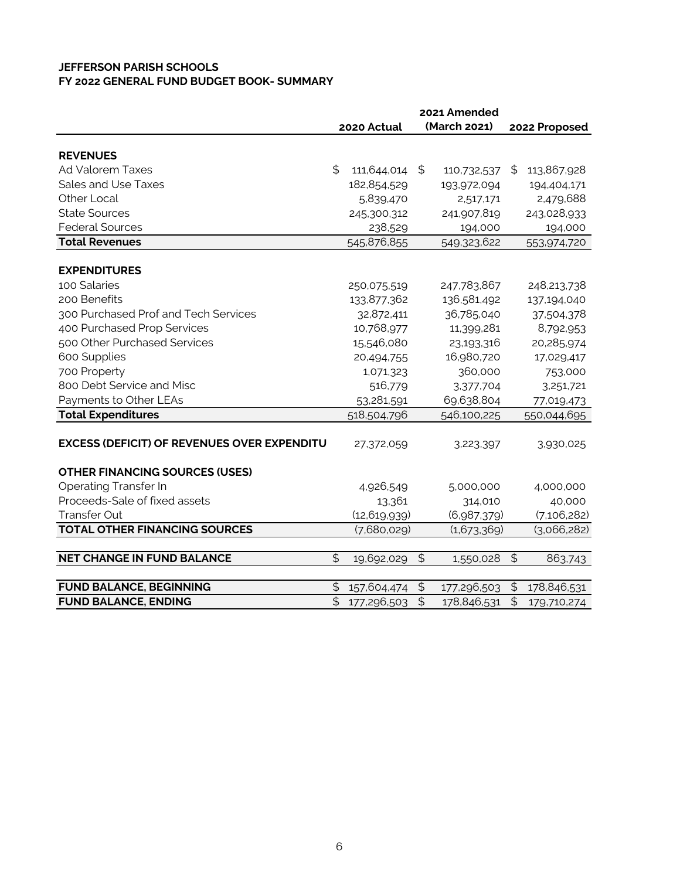**JEFFERSON PARISH SCHOOLS**
**FY 2022 GENERAL FUND BUDGET BOOK- SUMMARY**

| | 2020 Actual | 2021 Amended (March 2021) | 2022 Proposed |
|---|---|---|---|
| **REVENUES** | | | |
| Ad Valorem Taxes | $ 111,644,014 | $ 110,732,537 | $ 113,867,928 |
| Sales and Use Taxes | 182,854,529 | 193,972,094 | 194,404,171 |
| Other Local | 5,839,470 | 2,517,171 | 2,479,688 |
| State Sources | 245,300,312 | 241,907,819 | 243,028,933 |
| Federal Sources | 238,529 | 194,000 | 194,000 |
| **Total Revenues** | 545,876,855 | 549,323,622 | 553,974,720 |
| **EXPENDITURES** | | | |
| 100 Salaries | 250,075,519 | 247,783,867 | 248,213,738 |
| 200 Benefits | 133,877,362 | 136,581,492 | 137,194,040 |
| 300 Purchased Prof and Tech Services | 32,872,411 | 36,785,040 | 37,504,378 |
| 400 Purchased Prop Services | 10,768,977 | 11,399,281 | 8,792,953 |
| 500 Other Purchased Services | 15,546,080 | 23,193,316 | 20,285,974 |
| 600 Supplies | 20,494,755 | 16,980,720 | 17,029,417 |
| 700 Property | 1,071,323 | 360,000 | 753,000 |
| 800 Debt Service and Misc | 516,779 | 3,377,704 | 3,251,721 |
| Payments to Other LEAs | 53,281,591 | 69,638,804 | 77,019,473 |
| **Total Expenditures** | 518,504,796 | 546,100,225 | 550,044,695 |
| **EXCESS (DEFICIT) OF REVENUES OVER EXPENDITU** | 27,372,059 | 3,223,397 | 3,930,025 |
| **OTHER FINANCING SOURCES (USES)** | | | |
| Operating Transfer In | 4,926,549 | 5,000,000 | 4,000,000 |
| Proceeds-Sale of fixed assets | 13,361 | 314,010 | 40,000 |
| Transfer Out | (12,619,939) | (6,987,379) | (7,106,282) |
| **TOTAL OTHER FINANCING SOURCES** | (7,680,029) | (1,673,369) | (3,066,282) |
| **NET CHANGE IN FUND BALANCE** | $ 19,692,029 | $ 1,550,028 | $ 863,743 |
| **FUND BALANCE, BEGINNING** | $ 157,604,474 | $ 177,296,503 | $ 178,846,531 |
| **FUND BALANCE, ENDING** | $ 177,296,503 | $ 178,846,531 | $ 179,710,274 |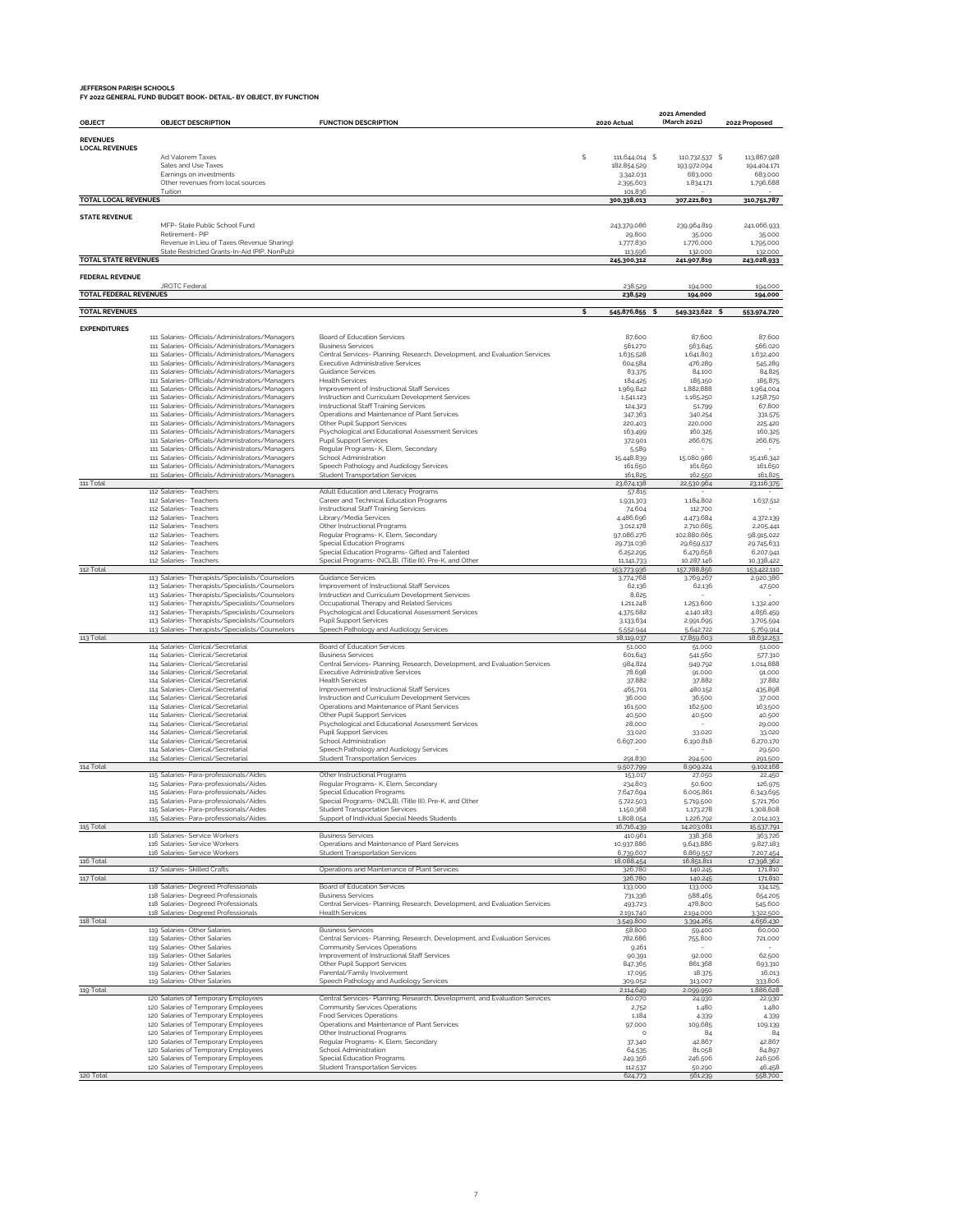**JEFFERSON PARISH SCHOOLS**
**FY 2022 GENERAL FUND BUDGET BOOK- DETAIL- BY OBJECT, BY FUNCTION**

| OBJECT | OBJECT DESCRIPTION | FUNCTION DESCRIPTION | 2020 Actual | 2021 Amended (March 2021) | 2022 Proposed |
|---|---|---|---|---|---|
| **REVENUES** | | | | | |
| **LOCAL REVENUES** | | | | | |
| | Ad Valorem Taxes | | $ 111,644,014 | $ 110,732,537 | $ 113,867,928 |
| | Sales and Use Taxes | | 182,854,529 | 193,972,094 | 194,404,171 |
| | Earnings on investments | | 3,342,031 | 683,000 | 683,000 |
| | Other revenues from local sources | | 2,395,603 | 1,834,171 | 1,796,688 |
| | Tuition | | 101,836 | - | - |
| **TOTAL LOCAL REVENUES** | | | **300,338,013** | **307,221,803** | **310,751,787** |
| **STATE REVENUE** | | | | | |
| | MFP- State Public School Fund | | 243,379,086 | 239,964,819 | 241,066,933 |
| | Retirement- PIP | | 29,800 | 35,000 | 35,000 |
| | Revenue in Lieu of Taxes (Revenue Sharing) | | 1,777,830 | 1,776,000 | 1,795,000 |
| | State Restricted Grants-In-Aid (PIP, NonPub) | | 113,596 | 132,000 | 132,000 |
| **TOTAL STATE REVENUES** | | | **245,300,312** | **241,907,819** | **243,028,933** |
| **FEDERAL REVENUE** | | | | | |
| | JROTC Federal | | 238,529 | 194,000 | 194,000 |
| **TOTAL FEDERAL REVENUES** | | | **238,529** | **194,000** | **194,000** |
| **TOTAL REVENUES** | | | **$ 545,876,855** | **$ 549,323,622** | **$ 553,974,720** |
| **EXPENDITURES** | | | | | |
| | 111 Salaries- Officials/Administrators/Managers | Board of Education Services | 87,600 | 87,600 | 87,600 |
| | 111 Salaries- Officials/Administrators/Managers | Business Services | 561,270 | 563,645 | 566,020 |
| | 111 Salaries- Officials/Administrators/Managers | Central Services- Planning, Research, Development, and Evaluation Services | 1,635,528 | 1,641,803 | 1,632,400 |
| | 111 Salaries- Officials/Administrators/Managers | Executive Administrative Services | 604,584 | 476,289 | 545,289 |
| | 111 Salaries- Officials/Administrators/Managers | Guidance Services | 83,375 | 84,100 | 84,825 |
| | 111 Salaries- Officials/Administrators/Managers | Health Services | 184,425 | 185,150 | 185,875 |
| | 111 Salaries- Officials/Administrators/Managers | Improvement of Instructional Staff Services | 1,969,842 | 1,882,888 | 1,964,004 |
| | 111 Salaries- Officials/Administrators/Managers | Instruction and Curriculum Development Services | 1,541,123 | 1,165,250 | 1,258,750 |
| | 111 Salaries- Officials/Administrators/Managers | Instructional Staff Training Services | 124,323 | 51,799 | 67,800 |
| | 111 Salaries- Officials/Administrators/Managers | Operations and Maintenance of Plant Services | 347,363 | 340,254 | 331,575 |
| | 111 Salaries- Officials/Administrators/Managers | Other Pupil Support Services | 220,403 | 220,000 | 225,420 |
| | 111 Salaries- Officials/Administrators/Managers | Psychological and Educational Assessment Services | 163,499 | 160,325 | 160,325 |
| | 111 Salaries- Officials/Administrators/Managers | Pupil Support Services | 372,901 | 266,675 | 266,675 |
| | 111 Salaries- Officials/Administrators/Managers | Regular Programs- K, Elem, Secondary | 5,589 | - | - |
| | 111 Salaries- Officials/Administrators/Managers | School Administration | 15,448,839 | 15,080,986 | 15,416,342 |
| | 111 Salaries- Officials/Administrators/Managers | Speech Pathology and Audiology Services | 161,650 | 161,650 | 161,650 |
| | 111 Salaries- Officials/Administrators/Managers | Student Transportation Services | 161,825 | 162,550 | 161,825 |
| 111 Total | | | 23,674,138 | 22,530,964 | 23,116,375 |
| | 112 Salaries- Teachers | Adult Education and Literacy Programs | 57,815 | - | - |
| | 112 Salaries- Teachers | Career and Technical Education Programs | 1,931,303 | 1,184,802 | 1,637,512 |
| | 112 Salaries- Teachers | Instructional Staff Training Services | 74,604 | 112,700 | - |
| | 112 Salaries- Teachers | Library/Media Services | 4,486,696 | 4,473,684 | 4,372,139 |
| | 112 Salaries- Teachers | Other Instructional Programs | 3,012,178 | 2,710,665 | 2,205,441 |
| | 112 Salaries- Teachers | Regular Programs- K, Elem, Secondary | 97,086,276 | 102,880,665 | 98,915,022 |
| | 112 Salaries- Teachers | Special Education Programs | 29,731,036 | 29,659,537 | 29,745,633 |
| | 112 Salaries- Teachers | Special Education Programs- Gifted and Talented | 6,252,295 | 6,479,658 | 6,207,941 |
| | 112 Salaries- Teachers | Special Programs- (NCLB), (Title III), Pre-K, and Other | 11,141,733 | 10,287,146 | 10,338,422 |
| 112 Total | | | 153,773,936 | 157,788,856 | 153,422,110 |
| | 113 Salaries- Therapists/Specialists/Counselors | Guidance Services | 3,774,768 | 3,769,267 | 2,920,386 |
| | 113 Salaries- Therapists/Specialists/Counselors | Improvement of Instructional Staff Services | 62,136 | 62,136 | 47,500 |
| | 113 Salaries- Therapists/Specialists/Counselors | Instruction and Curriculum Development Services | 8,625 | - | - |
| | 113 Salaries- Therapists/Specialists/Counselors | Occupational Therapy and Related Services | 1,211,248 | 1,253,600 | 1,332,400 |
| | 113 Salaries- Therapists/Specialists/Counselors | Psychological and Educational Assessment Services | 4,375,682 | 4,140,183 | 4,856,459 |
| | 113 Salaries- Therapists/Specialists/Counselors | Pupil Support Services | 3,133,634 | 2,991,695 | 3,705,594 |
| | 113 Salaries- Therapists/Specialists/Counselors | Speech Pathology and Audiology Services | 5,552,944 | 5,642,722 | 5,769,914 |
| 113 Total | | | 18,119,037 | 17,859,603 | 18,632,253 |
| | 114 Salaries- Clerical/Secretarial | Board of Education Services | 51,000 | 51,000 | 51,000 |
| | 114 Salaries- Clerical/Secretarial | Business Services | 601,643 | 541,560 | 577,310 |
| | 114 Salaries- Clerical/Secretarial | Central Services- Planning, Research, Development, and Evaluation Services | 984,824 | 949,792 | 1,014,888 |
| | 114 Salaries- Clerical/Secretarial | Executive Administrative Services | 78,698 | 91,000 | 91,000 |
| | 114 Salaries- Clerical/Secretarial | Health Services | 37,882 | 37,882 | 37,882 |
| | 114 Salaries- Clerical/Secretarial | Improvement of Instructional Staff Services | 465,701 | 480,152 | 435,898 |
| | 114 Salaries- Clerical/Secretarial | Instruction and Curriculum Development Services | 36,000 | 36,500 | 37,000 |
| | 114 Salaries- Clerical/Secretarial | Operations and Maintenance of Plant Services | 161,500 | 162,500 | 163,500 |
| | 114 Salaries- Clerical/Secretarial | Other Pupil Support Services | 40,500 | 40,500 | 40,500 |
| | 114 Salaries- Clerical/Secretarial | Psychological and Educational Assessment Services | 28,000 | - | 29,000 |
| | 114 Salaries- Clerical/Secretarial | Pupil Support Services | 33,020 | 33,020 | 33,020 |
| | 114 Salaries- Clerical/Secretarial | School Administration | 6,697,200 | 6,190,818 | 6,270,170 |
| | 114 Salaries- Clerical/Secretarial | Speech Pathology and Audiology Services | - | - | 29,500 |
| | 114 Salaries- Clerical/Secretarial | Student Transportation Services | 291,830 | 294,500 | 291,500 |
| 114 Total | | | 9,507,799 | 8,909,224 | 9,102,168 |
| | 115 Salaries- Para-professionals/Aides | Other Instructional Programs | 153,017 | 27,050 | 22,450 |
| | 115 Salaries- Para-professionals/Aides | Regular Programs- K, Elem, Secondary | 234,803 | 50,600 | 126,975 |
| | 115 Salaries- Para-professionals/Aides | Special Education Programs | 7,647,694 | 6,005,861 | 6,343,695 |
| | 115 Salaries- Para-professionals/Aides | Special Programs- (NCLB), (Title III), Pre-K, and Other | 5,722,503 | 5,719,500 | 5,721,760 |
| | 115 Salaries- Para-professionals/Aides | Student Transportation Services | 1,150,368 | 1,173,278 | 1,308,808 |
| | 115 Salaries- Para-professionals/Aides | Support of Individual Special Needs Students | 1,808,054 | 1,226,792 | 2,014,103 |
| 115 Total | | | 16,716,439 | 14,203,081 | 15,537,791 |
| | 116 Salaries- Service Workers | Business Services | 410,961 | 338,368 | 363,726 |
| | 116 Salaries- Service Workers | Operations and Maintenance of Plant Services | 10,937,886 | 9,643,886 | 9,827,183 |
| | 116 Salaries- Service Workers | Student Transportation Services | 6,739,607 | 6,869,557 | 7,207,454 |
| 116 Total | | | 18,088,454 | 16,851,811 | 17,398,362 |
| | 117 Salaries- Skilled Crafts | Operations and Maintenance of Plant Services | 326,780 | 140,245 | 171,810 |
| 117 Total | | | 326,780 | 140,245 | 171,810 |
| | 118 Salaries- Degreed Professionals | Board of Education Services | 133,000 | 133,000 | 134,125 |
| | 118 Salaries- Degreed Professionals | Business Services | 731,336 | 588,465 | 654,205 |
| | 118 Salaries- Degreed Professionals | Central Services- Planning, Research, Development, and Evaluation Services | 493,723 | 478,800 | 545,600 |
| | 118 Salaries- Degreed Professionals | Health Services | 2,191,740 | 2,194,000 | 3,322,500 |
| 118 Total | | | 3,549,800 | 3,394,265 | 4,656,430 |
| | 119 Salaries- Other Salaries | Business Services | 58,800 | 59,400 | 60,000 |
| | 119 Salaries- Other Salaries | Central Services- Planning, Research, Development, and Evaluation Services | 782,686 | 755,800 | 721,000 |
| | 119 Salaries- Other Salaries | Community Services Operations | 9,261 | - | - |
| | 119 Salaries- Other Salaries | Improvement of Instructional Staff Services | 90,391 | 92,000 | 62,500 |
| | 119 Salaries- Other Salaries | Other Pupil Support Services | 847,365 | 861,368 | 693,310 |
| | 119 Salaries- Other Salaries | Parental/Family Involvement | 17,095 | 18,375 | 16,013 |
| | 119 Salaries- Other Salaries | Speech Pathology and Audiology Services | 309,052 | 313,007 | 333,806 |
| 119 Total | | | 2,114,649 | 2,099,950 | 1,886,628 |
| | 120 Salaries of Temporary Employees | Central Services- Planning, Research, Development, and Evaluation Services | 60,070 | 24,930 | 22,930 |
| | 120 Salaries of Temporary Employees | Community Services Operations | 2,752 | 1,480 | 1,480 |
| | 120 Salaries of Temporary Employees | Food Services Operations | 1,184 | 4,339 | 4,339 |
| | 120 Salaries of Temporary Employees | Operations and Maintenance of Plant Services | 97,000 | 109,685 | 109,139 |
| | 120 Salaries of Temporary Employees | Other Instructional Programs | 0 | 84 | 84 |
| | 120 Salaries of Temporary Employees | Regular Programs- K, Elem, Secondary | 37,340 | 42,867 | 42,867 |
| | 120 Salaries of Temporary Employees | School Administration | 64,535 | 81,058 | 84,897 |
| | 120 Salaries of Temporary Employees | Special Education Programs | 249,356 | 246,506 | 246,506 |
| | 120 Salaries of Temporary Employees | Student Transportation Services | 112,537 | 50,290 | 46,458 |
| 120 Total | | | 624,773 | 561,239 | 558,700 |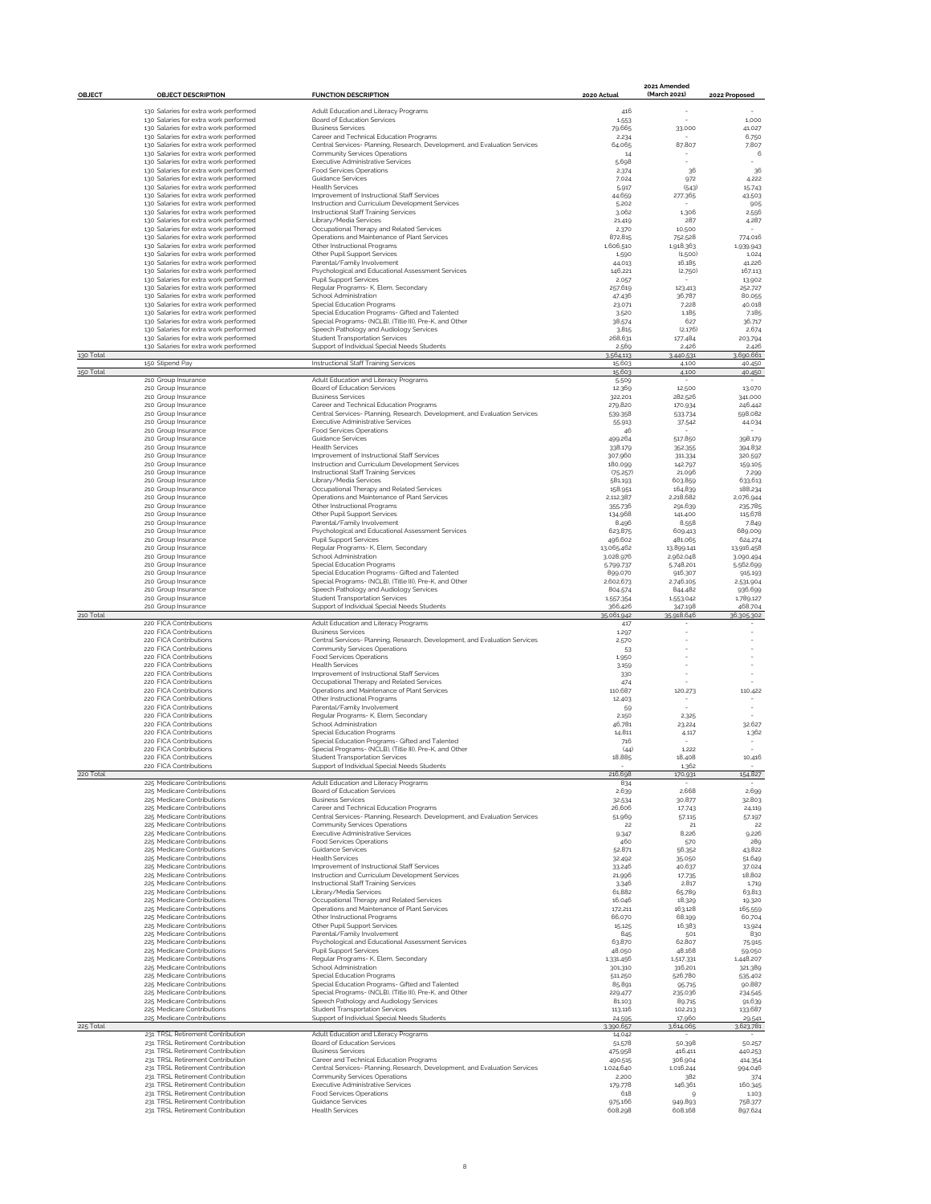| OBJECT | OBJECT DESCRIPTION | FUNCTION DESCRIPTION | 2020 Actual | 2021 Amended (March 2021) | 2022 Proposed |
|---|---|---|---|---|---|
| | 130 Salaries for extra work performed | Adult Education and Literacy Programs | 416 | - | - |
| | 130 Salaries for extra work performed | Board of Education Services | 1,553 | - | 1,000 |
| | 130 Salaries for extra work performed | Business Services | 79,665 | 33,000 | 41,027 |
| | 130 Salaries for extra work performed | Career and Technical Education Programs | 2,234 | - | 6,750 |
| | 130 Salaries for extra work performed | Central Services- Planning, Research, Development, and Evaluation Services | 64,065 | 87,807 | 7,807 |
| | 130 Salaries for extra work performed | Community Services Operations | 14 | - | 6 |
| | 130 Salaries for extra work performed | Executive Administrative Services | 5,698 | - | - |
| | 130 Salaries for extra work performed | Food Services Operations | 2,374 | 36 | 36 |
| | 130 Salaries for extra work performed | Guidance Services | 7,024 | 972 | 4,222 |
| | 130 Salaries for extra work performed | Health Services | 5,917 | (543) | 15,743 |
| | 130 Salaries for extra work performed | Improvement of Instructional Staff Services | 44,659 | 277,365 | 43,503 |
| | 130 Salaries for extra work performed | Instruction and Curriculum Development Services | 5,202 | - | 905 |
| | 130 Salaries for extra work performed | Instructional Staff Training Services | 3,062 | 1,306 | 2,556 |
| | 130 Salaries for extra work performed | Library/Media Services | 21,419 | 287 | 4,287 |
| | 130 Salaries for extra work performed | Occupational Therapy and Related Services | 2,370 | 10,500 | - |
| | 130 Salaries for extra work performed | Operations and Maintenance of Plant Services | 872,815 | 752,528 | 774,016 |
| | 130 Salaries for extra work performed | Other Instructional Programs | 1,606,510 | 1,918,363 | 1,939,943 |
| | 130 Salaries for extra work performed | Other Pupil Support Services | 1,590 | (1,500) | 1,024 |
| | 130 Salaries for extra work performed | Parental/Family Involvement | 44,013 | 16,185 | 41,226 |
| | 130 Salaries for extra work performed | Psychological and Educational Assessment Services | 146,221 | (2,750) | 167,113 |
| | 130 Salaries for extra work performed | Pupil Support Services | 2,057 | - | 13,902 |
| | 130 Salaries for extra work performed | Regular Programs- K, Elem, Secondary | 257,619 | 123,413 | 252,727 |
| | 130 Salaries for extra work performed | School Administration | 47,436 | 36,787 | 80,055 |
| | 130 Salaries for extra work performed | Special Education Programs | 23,071 | 7,228 | 40,018 |
| | 130 Salaries for extra work performed | Special Education Programs- Gifted and Talented | 3,520 | 1,185 | 7,185 |
| | 130 Salaries for extra work performed | Special Programs- (NCLB), (Title III), Pre-K, and Other | 38,574 | 627 | 36,717 |
| | 130 Salaries for extra work performed | Speech Pathology and Audiology Services | 3,815 | (2,176) | 2,674 |
| | 130 Salaries for extra work performed | Student Transportation Services | 268,631 | 177,484 | 203,794 |
| | 130 Salaries for extra work performed | Support of Individual Special Needs Students | 2,569 | 2,426 | 2,426 |
| 130 Total | | | 3,564,113 | 3,440,531 | 3,690,661 |
| | 150 Stipend Pay | Instructional Staff Training Services | 15,603 | 4,100 | 40,450 |
| 150 Total | | | 15,603 | 4,100 | 40,450 |
| | 210 Group Insurance | Adult Education and Literacy Programs | 5,509 | - | - |
| | 210 Group Insurance | Board of Education Services | 12,369 | 12,500 | 13,070 |
| | 210 Group Insurance | Business Services | 322,201 | 282,526 | 341,000 |
| | 210 Group Insurance | Career and Technical Education Programs | 279,820 | 170,934 | 246,442 |
| | 210 Group Insurance | Central Services- Planning, Research, Development, and Evaluation Services | 539,358 | 533,734 | 598,082 |
| | 210 Group Insurance | Executive Administrative Services | 55,913 | 37,542 | 44,034 |
| | 210 Group Insurance | Food Services Operations | 46 | - | - |
| | 210 Group Insurance | Guidance Services | 499,264 | 517,850 | 398,179 |
| | 210 Group Insurance | Health Services | 338,179 | 352,355 | 394,832 |
| | 210 Group Insurance | Improvement of Instructional Staff Services | 307,960 | 311,334 | 320,597 |
| | 210 Group Insurance | Instruction and Curriculum Development Services | 180,099 | 142,797 | 159,105 |
| | 210 Group Insurance | Instructional Staff Training Services | (75,257) | 21,096 | 7,299 |
| | 210 Group Insurance | Library/Media Services | 581,193 | 603,859 | 633,613 |
| | 210 Group Insurance | Occupational Therapy and Related Services | 158,951 | 164,839 | 188,234 |
| | 210 Group Insurance | Operations and Maintenance of Plant Services | 2,112,387 | 2,218,682 | 2,076,944 |
| | 210 Group Insurance | Other Instructional Programs | 355,736 | 291,639 | 235,785 |
| | 210 Group Insurance | Other Pupil Support Services | 134,968 | 141,400 | 115,678 |
| | 210 Group Insurance | Parental/Family Involvement | 8,496 | 8,558 | 7,849 |
| | 210 Group Insurance | Psychological and Educational Assessment Services | 623,875 | 609,413 | 689,009 |
| | 210 Group Insurance | Pupil Support Services | 496,602 | 481,065 | 624,274 |
| | 210 Group Insurance | Regular Programs- K, Elem, Secondary | 13,065,462 | 13,899,141 | 13,916,458 |
| | 210 Group Insurance | School Administration | 3,028,976 | 2,962,048 | 3,090,494 |
| | 210 Group Insurance | Special Education Programs | 5,799,737 | 5,748,201 | 5,562,699 |
| | 210 Group Insurance | Special Education Programs- Gifted and Talented | 899,070 | 916,307 | 915,193 |
| | 210 Group Insurance | Special Programs- (NCLB), (Title III), Pre-K, and Other | 2,602,673 | 2,746,105 | 2,531,904 |
| | 210 Group Insurance | Speech Pathology and Audiology Services | 804,574 | 844,482 | 936,699 |
| | 210 Group Insurance | Student Transportation Services | 1,557,354 | 1,553,042 | 1,789,127 |
| | 210 Group Insurance | Support of Individual Special Needs Students | 366,426 | 347,198 | 468,704 |
| 210 Total | | | 35,061,942 | 35,918,646 | 36,305,302 |
| | 220 FICA Contributions | Adult Education and Literacy Programs | 417 | - | - |
| | 220 FICA Contributions | Business Services | 1,297 | - | - |
| | 220 FICA Contributions | Central Services- Planning, Research, Development, and Evaluation Services | 2,570 | - | - |
| | 220 FICA Contributions | Community Services Operations | 53 | - | - |
| | 220 FICA Contributions | Food Services Operations | 1,950 | - | - |
| | 220 FICA Contributions | Health Services | 3,159 | - | - |
| | 220 FICA Contributions | Improvement of Instructional Staff Services | 330 | - | - |
| | 220 FICA Contributions | Occupational Therapy and Related Services | 474 | - | - |
| | 220 FICA Contributions | Operations and Maintenance of Plant Services | 110,687 | 120,273 | 110,422 |
| | 220 FICA Contributions | Other Instructional Programs | 12,403 | - | - |
| | 220 FICA Contributions | Parental/Family Involvement | 59 | - | - |
| | 220 FICA Contributions | Regular Programs- K, Elem, Secondary | 2,150 | 2,325 | - |
| | 220 FICA Contributions | School Administration | 46,781 | 23,224 | 32,627 |
| | 220 FICA Contributions | Special Education Programs | 14,811 | 4,117 | 1,362 |
| | 220 FICA Contributions | Special Education Programs- Gifted and Talented | 716 | - | - |
| | 220 FICA Contributions | Special Programs- (NCLB), (Title III), Pre-K, and Other | (44) | 1,222 | - |
| | 220 FICA Contributions | Student Transportation Services | 18,885 | 18,408 | 10,416 |
| | 220 FICA Contributions | Support of Individual Special Needs Students | - | 1,362 | - |
| 220 Total | | | 216,698 | 170,931 | 154,827 |
| | 225 Medicare Contributions | Adult Education and Literacy Programs | 834 | - | - |
| | 225 Medicare Contributions | Board of Education Services | 2,639 | 2,668 | 2,699 |
| | 225 Medicare Contributions | Business Services | 32,534 | 30,877 | 32,803 |
| | 225 Medicare Contributions | Career and Technical Education Programs | 26,606 | 17,743 | 24,119 |
| | 225 Medicare Contributions | Central Services- Planning, Research, Development, and Evaluation Services | 51,969 | 57,115 | 57,197 |
| | 225 Medicare Contributions | Community Services Operations | 22 | 21 | 22 |
| | 225 Medicare Contributions | Executive Administrative Services | 9,347 | 8,226 | 9,226 |
| | 225 Medicare Contributions | Food Services Operations | 460 | 570 | 289 |
| | 225 Medicare Contributions | Guidance Services | 52,871 | 56,352 | 43,822 |
| | 225 Medicare Contributions | Health Services | 32,492 | 35,050 | 51,649 |
| | 225 Medicare Contributions | Improvement of Instructional Staff Services | 33,246 | 40,637 | 37,024 |
| | 225 Medicare Contributions | Instruction and Curriculum Development Services | 21,996 | 17,735 | 18,802 |
| | 225 Medicare Contributions | Instructional Staff Training Services | 3,346 | 2,817 | 1,719 |
| | 225 Medicare Contributions | Library/Media Services | 61,882 | 65,789 | 63,813 |
| | 225 Medicare Contributions | Occupational Therapy and Related Services | 16,046 | 18,329 | 19,320 |
| | 225 Medicare Contributions | Operations and Maintenance of Plant Services | 172,211 | 163,128 | 165,559 |
| | 225 Medicare Contributions | Other Instructional Programs | 66,070 | 68,199 | 60,704 |
| | 225 Medicare Contributions | Other Pupil Support Services | 15,125 | 16,383 | 13,924 |
| | 225 Medicare Contributions | Parental/Family Involvement | 845 | 501 | 830 |
| | 225 Medicare Contributions | Psychological and Educational Assessment Services | 63,870 | 62,807 | 75,915 |
| | 225 Medicare Contributions | Pupil Support Services | 48,050 | 48,168 | 59,050 |
| | 225 Medicare Contributions | Regular Programs- K, Elem, Secondary | 1,331,456 | 1,517,331 | 1,448,207 |
| | 225 Medicare Contributions | School Administration | 301,310 | 316,201 | 321,389 |
| | 225 Medicare Contributions | Special Education Programs | 511,250 | 526,780 | 535,402 |
| | 225 Medicare Contributions | Special Education Programs- Gifted and Talented | 85,891 | 95,715 | 90,887 |
| | 225 Medicare Contributions | Special Programs- (NCLB), (Title III), Pre-K, and Other | 229,477 | 235,036 | 234,545 |
| | 225 Medicare Contributions | Speech Pathology and Audiology Services | 81,103 | 89,715 | 91,639 |
| | 225 Medicare Contributions | Student Transportation Services | 113,116 | 102,213 | 133,687 |
| | 225 Medicare Contributions | Support of Individual Special Needs Students | 24,595 | 17,960 | 29,541 |
| 225 Total | | | 3,390,657 | 3,614,065 | 3,623,781 |
| | 231 TRSL Retirement Contribution | Adult Education and Literacy Programs | 14,042 | - | - |
| | 231 TRSL Retirement Contribution | Board of Education Services | 51,578 | 50,398 | 50,257 |
| | 231 TRSL Retirement Contribution | Business Services | 475,958 | 416,411 | 440,253 |
| | 231 TRSL Retirement Contribution | Career and Technical Education Programs | 490,515 | 306,904 | 414,354 |
| | 231 TRSL Retirement Contribution | Central Services- Planning, Research, Development, and Evaluation Services | 1,024,640 | 1,016,244 | 994,046 |
| | 231 TRSL Retirement Contribution | Community Services Operations | 2,200 | 382 | 374 |
| | 231 TRSL Retirement Contribution | Executive Administrative Services | 179,778 | 146,361 | 160,345 |
| | 231 TRSL Retirement Contribution | Food Services Operations | 618 | 9 | 1,103 |
| | 231 TRSL Retirement Contribution | Guidance Services | 975,166 | 949,893 | 758,377 |
| | 231 TRSL Retirement Contribution | Health Services | 608,298 | 608,168 | 897,624 |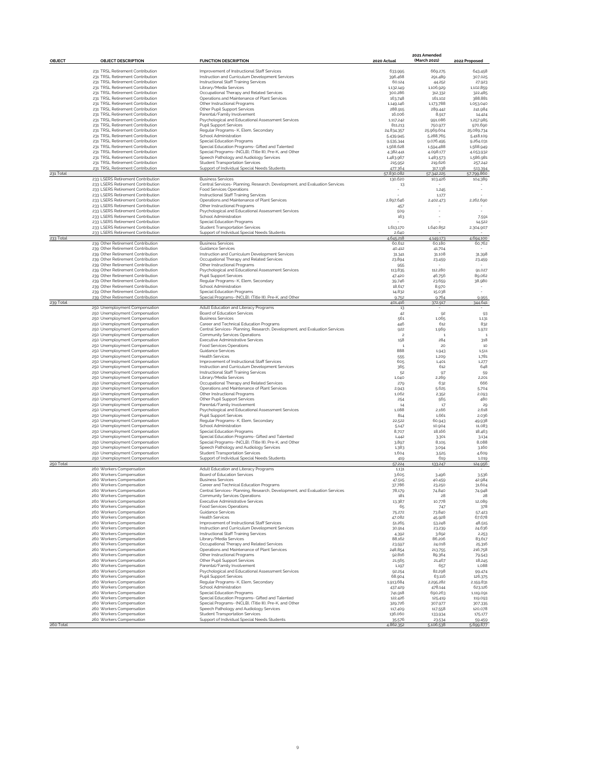| OBJECT | OBJECT DESCRIPTION | FUNCTION DESCRIPTION | 2020 Actual | 2021 Amended (March 2021) | 2022 Proposed |
|---|---|---|---|---|---|
| | 231 TRSL Retirement Contribution | Improvement of Instructional Staff Services | 633,995 | 669,275 | 643,458 |
| | 231 TRSL Retirement Contribution | Instruction and Curriculum Development Services | 396,468 | 291,489 | 307,025 |
| | 231 TRSL Retirement Contribution | Instructional Staff Training Services | 60,124 | 44,252 | 27,923 |
| | 231 TRSL Retirement Contribution | Library/Media Services | 1,132,149 | 1,106,929 | 1,102,859 |
| | 231 TRSL Retirement Contribution | Occupational Therapy and Related Services | 300,286 | 312,332 | 322,485 |
| | 231 TRSL Retirement Contribution | Operations and Maintenance of Plant Services | 163,748 | 161,102 | 388,881 |
| | 231 TRSL Retirement Contribution | Other Instructional Programs | 1,149,146 | 1,173,788 | 1,053,040 |
| | 231 TRSL Retirement Contribution | Other Pupil Support Services | 288,915 | 289,442 | 241,984 |
| | 231 TRSL Retirement Contribution | Parental/Family Involvement | 16,006 | 8,917 | 14,424 |
| | 231 TRSL Retirement Contribution | Psychological and Educational Assessment Services | 1,117,242 | 991,086 | 1,257,985 |
| | 231 TRSL Retirement Contribution | Pupil Support Services | 811,213 | 750,977 | 970,690 |
| | 231 TRSL Retirement Contribution | Regular Programs- K, Elem, Secondary | 24,834,357 | 25,969,604 | 25,089,734 |
| | 231 TRSL Retirement Contribution | School Administration | 5,439,945 | 5,288,765 | 5,418,109 |
| | 231 TRSL Retirement Contribution | Special Education Programs | 9,535,344 | 9,076,495 | 9,264,031 |
| | 231 TRSL Retirement Contribution | Special Education Programs- Gifted and Talented | 1,568,628 | 1,594,488 | 1,568,949 |
| | 231 TRSL Retirement Contribution | Special Programs- (NCLB), (Title III), Pre-K, and Other | 4,382,441 | 4,098,177 | 4,053,932 |
| | 231 TRSL Retirement Contribution | Speech Pathology and Audiology Services | 1,483,967 | 1,483,573 | 1,586,981 |
| | 231 TRSL Retirement Contribution | Student Transportation Services | 215,952 | 219,626 | 257,242 |
| | 231 TRSL Retirement Contribution | Support of Individual Special Needs Students | 477,364 | 317,138 | 513,394 |
| 231 Total | | | 57,830,082 | 57,342,225 | 57,799,860 |
| | 233 LSERS Retirement Contribution | Business Services | 130,620 | 103,426 | 104,389 |
| | 233 LSERS Retirement Contribution | Central Services- Planning, Research, Development, and Evaluation Services | 13 | - | - |
| | 233 LSERS Retirement Contribution | Food Services Operations | - | 1,245 | - |
| | 233 LSERS Retirement Contribution | Instructional Staff Training Services | - | 1,177 | - |
| | 233 LSERS Retirement Contribution | Operations and Maintenance of Plant Services | 2,897,646 | 2,402,473 | 2,262,690 |
| | 233 LSERS Retirement Contribution | Other Instructional Programs | 457 | - | - |
| | 233 LSERS Retirement Contribution | Psychological and Educational Assessment Services | 509 | - | - |
| | 233 LSERS Retirement Contribution | School Administration | 163 | - | 7,591 |
| | 233 LSERS Retirement Contribution | Special Education Programs | - | - | 14,522 |
| | 233 LSERS Retirement Contribution | Student Transportation Services | 1,613,170 | 1,640,852 | 2,304,907 |
| | 233 LSERS Retirement Contribution | Support of Individual Special Needs Students | 2,640 | - | - |
| 233 Total | | | 4,645,218 | 4,149,173 | 4,694,100 |
| | 239 Other Retirement Contribution | Business Services | 60,612 | 60,180 | 60,762 |
| | 239 Other Retirement Contribution | Guidance Services | 40,412 | 41,704 | - |
| | 239 Other Retirement Contribution | Instruction and Curriculum Development Services | 31,341 | 31,108 | 31,398 |
| | 239 Other Retirement Contribution | Occupational Therapy and Related Services | 23,894 | 23,459 | 23,459 |
| | 239 Other Retirement Contribution | Other Instructional Programs | 955 | - | - |
| | 239 Other Retirement Contribution | Psychological and Educational Assessment Services | 113,835 | 112,280 | 91,027 |
| | 239 Other Retirement Contribution | Pupil Support Services | 47,420 | 46,756 | 89,062 |
| | 239 Other Retirement Contribution | Regular Programs- K, Elem, Secondary | 39,746 | 23,659 | 38,980 |
| | 239 Other Retirement Contribution | School Administration | 18,617 | 8,970 | - |
| | 239 Other Retirement Contribution | Special Education Programs | 14,832 | 15,038 | - |
| | 239 Other Retirement Contribution | Special Programs- (NCLB), (Title III), Pre-K, and Other | 9,752 | 9,764 | 9,955 |
| 239 Total | | | 401,416 | 372,917 | 344,641 |
| | 250 Unemployment Compensation | Adult Education and Literacy Programs | 13 | - | - |
| | 250 Unemployment Compensation | Board of Education Services | 42 | 92 | 93 |
| | 250 Unemployment Compensation | Business Services | 561 | 1,065 | 1,131 |
| | 250 Unemployment Compensation | Career and Technical Education Programs | 446 | 612 | 832 |
| | 250 Unemployment Compensation | Central Services- Planning, Research, Development, and Evaluation Services | 922 | 1,969 | 1,972 |
| | 250 Unemployment Compensation | Community Services Operations | 2 | 1 | 1 |
| | 250 Unemployment Compensation | Executive Administrative Services | 158 | 284 | 318 |
| | 250 Unemployment Compensation | Food Services Operations | 1 | 20 | 10 |
| | 250 Unemployment Compensation | Guidance Services | 888 | 1,943 | 1,511 |
| | 250 Unemployment Compensation | Health Services | 555 | 1,209 | 1,781 |
| | 250 Unemployment Compensation | Improvement of Instructional Staff Services | 605 | 1,401 | 1,277 |
| | 250 Unemployment Compensation | Instruction and Curriculum Development Services | 365 | 612 | 648 |
| | 250 Unemployment Compensation | Instructional Staff Training Services | 52 | 97 | 59 |
| | 250 Unemployment Compensation | Library/Media Services | 1,040 | 2,269 | 2,201 |
| | 250 Unemployment Compensation | Occupational Therapy and Related Services | 279 | 632 | 666 |
| | 250 Unemployment Compensation | Operations and Maintenance of Plant Services | 2,943 | 5,625 | 5,704 |
| | 250 Unemployment Compensation | Other Instructional Programs | 1,062 | 2,352 | 2,093 |
| | 250 Unemployment Compensation | Other Pupil Support Services | 254 | 565 | 480 |
| | 250 Unemployment Compensation | Parental/Family Involvement | 14 | 17 | 29 |
| | 250 Unemployment Compensation | Psychological and Educational Assessment Services | 1,088 | 2,166 | 2,618 |
| | 250 Unemployment Compensation | Pupil Support Services | 814 | 1,661 | 2,036 |
| | 250 Unemployment Compensation | Regular Programs- K, Elem, Secondary | 22,522 | 60,943 | 49,938 |
| | 250 Unemployment Compensation | School Administration | 5,147 | 10,904 | 11,083 |
| | 250 Unemployment Compensation | Special Education Programs | 8,707 | 18,166 | 18,463 |
| | 250 Unemployment Compensation | Special Education Programs- Gifted and Talented | 1,442 | 3,301 | 3,134 |
| | 250 Unemployment Compensation | Special Programs- (NCLB), (Title III), Pre-K, and Other | 3,897 | 8,105 | 8,088 |
| | 250 Unemployment Compensation | Speech Pathology and Audiology Services | 1,383 | 3,094 | 3,160 |
| | 250 Unemployment Compensation | Student Transportation Services | 1,604 | 3,525 | 4,609 |
| | 250 Unemployment Compensation | Support of Individual Special Needs Students | 419 | 619 | 1,019 |
| 250 Total | | | 57,224 | 133,247 | 124,956 |
| | 260 Workers Compensation | Adult Education and Literacy Programs | 1,131 | - | - |
| | 260 Workers Compensation | Board of Education Services | 3,605 | 3,496 | 3,536 |
| | 260 Workers Compensation | Business Services | 47,515 | 40,459 | 42,984 |
| | 260 Workers Compensation | Career and Technical Education Programs | 37,786 | 23,250 | 31,604 |
| | 260 Workers Compensation | Central Services- Planning, Research, Development, and Evaluation Services | 78,179 | 74,840 | 74,948 |
| | 260 Workers Compensation | Community Services Operations | 181 | 28 | 28 |
| | 260 Workers Compensation | Executive Administrative Services | 13,387 | 10,778 | 12,089 |
| | 260 Workers Compensation | Food Services Operations | 65 | 747 | 378 |
| | 260 Workers Compensation | Guidance Services | 75,272 | 73,840 | 57,423 |
| | 260 Workers Compensation | Health Services | 47,082 | 45,928 | 67,678 |
| | 260 Workers Compensation | Improvement of Instructional Staff Services | 51,265 | 53,248 | 48,515 |
| | 260 Workers Compensation | Instruction and Curriculum Development Services | 30,914 | 23,239 | 24,636 |
| | 260 Workers Compensation | Instructional Staff Training Services | 4,392 | 3,692 | 2,253 |
| | 260 Workers Compensation | Library/Media Services | 88,162 | 86,206 | 83,617 |
| | 260 Workers Compensation | Occupational Therapy and Related Services | 23,597 | 24,018 | 25,316 |
| | 260 Workers Compensation | Operations and Maintenance of Plant Services | 248,854 | 213,755 | 216,758 |
| | 260 Workers Compensation | Other Instructional Programs | 92,816 | 89,364 | 79,543 |
| | 260 Workers Compensation | Other Pupil Support Services | 21,565 | 21,467 | 18,245 |
| | 260 Workers Compensation | Parental/Family Involvement | 1,197 | 657 | 1,088 |
| | 260 Workers Compensation | Psychological and Educational Assessment Services | 92,254 | 82,298 | 99,474 |
| | 260 Workers Compensation | Pupil Support Services | 68,904 | 63,116 | 126,375 |
| | 260 Workers Compensation | Regular Programs- K, Elem, Secondary | 1,913,684 | 2,295,282 | 2,159,831 |
| | 260 Workers Compensation | School Administration | 437,429 | 478,144 | 623,126 |
| | 260 Workers Compensation | Special Education Programs | 741,918 | 690,263 | 1,119,091 |
| | 260 Workers Compensation | Special Education Programs- Gifted and Talented | 122,426 | 125,419 | 119,093 |
| | 260 Workers Compensation | Special Programs- (NCLB), (Title III), Pre-K, and Other | 329,726 | 307,977 | 307,335 |
| | 260 Workers Compensation | Speech Pathology and Audiology Services | 117,409 | 117,558 | 120,078 |
| | 260 Workers Compensation | Student Transportation Services | 136,060 | 133,934 | 175,177 |
| | 260 Workers Compensation | Support of Individual Special Needs Students | 35,576 | 23,534 | 59,459 |
| 260 Total | | | 4,862,352 | 5,106,538 | 5,699,677 |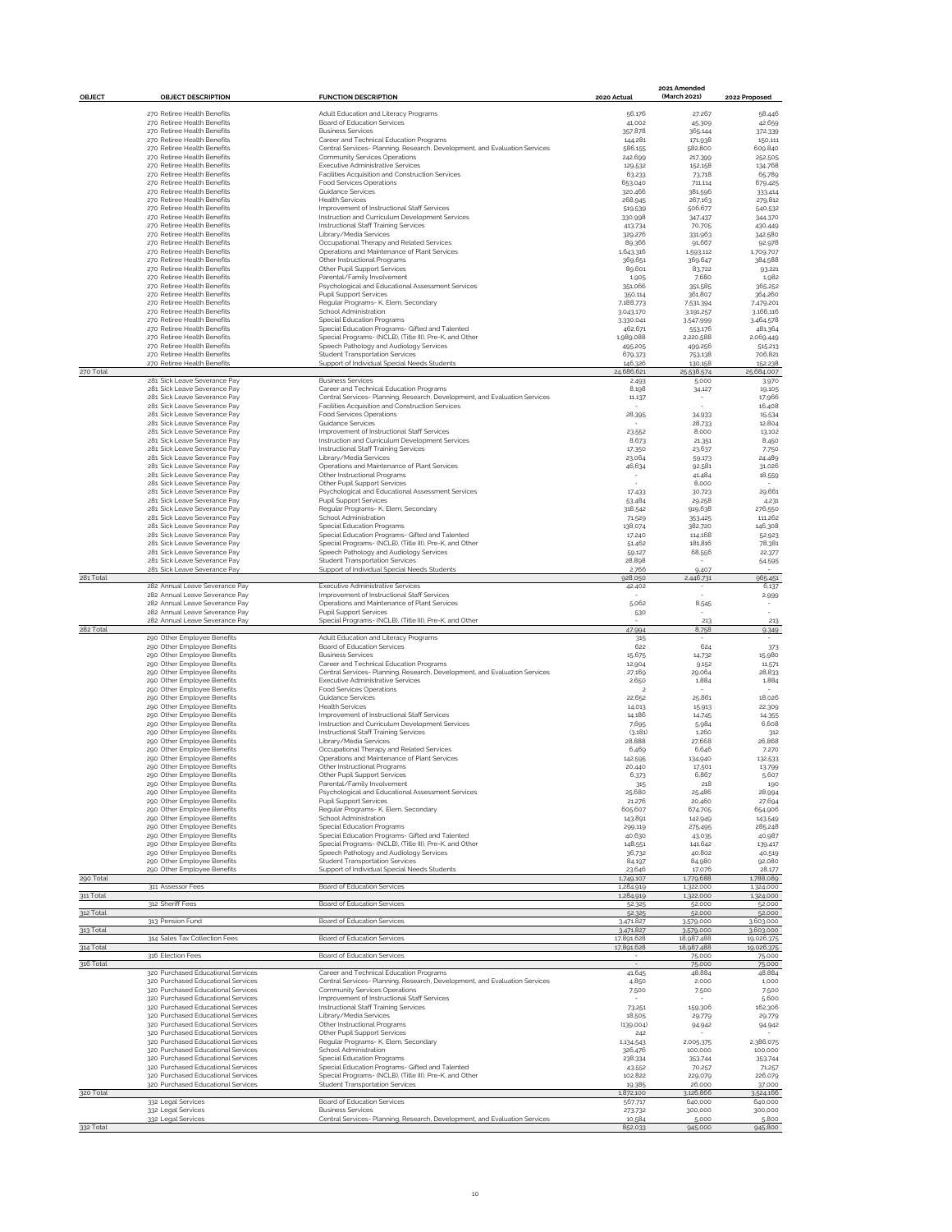| OBJECT | OBJECT DESCRIPTION | FUNCTION DESCRIPTION | 2020 Actual | 2021 Amended (March 2021) | 2022 Proposed |
|---|---|---|---|---|---|
| | 270 Retiree Health Benefits | Adult Education and Literacy Programs | 56,176 | 27,267 | 58,446 |
| | 270 Retiree Health Benefits | Board of Education Services | 41,002 | 45,309 | 42,659 |
| | 270 Retiree Health Benefits | Business Services | 357,878 | 365,144 | 372,339 |
| | 270 Retiree Health Benefits | Career and Technical Education Programs | 144,281 | 171,938 | 150,111 |
| | 270 Retiree Health Benefits | Central Services- Planning, Research, Development, and Evaluation Services | 586,155 | 582,800 | 609,840 |
| | 270 Retiree Health Benefits | Community Services Operations | 242,699 | 217,399 | 252,505 |
| | 270 Retiree Health Benefits | Executive Administrative Services | 129,532 | 152,158 | 134,768 |
| | 270 Retiree Health Benefits | Facilities Acquisition and Construction Services | 63,233 | 73,718 | 65,789 |
| | 270 Retiree Health Benefits | Food Services Operations | 653,040 | 711,114 | 679,425 |
| | 270 Retiree Health Benefits | Guidance Services | 320,466 | 381,596 | 333,414 |
| | 270 Retiree Health Benefits | Health Services | 268,945 | 267,163 | 279,812 |
| | 270 Retiree Health Benefits | Improvement of Instructional Staff Services | 519,539 | 506,677 | 540,532 |
| | 270 Retiree Health Benefits | Instruction and Curriculum Development Services | 330,998 | 347,437 | 344,370 |
| | 270 Retiree Health Benefits | Instructional Staff Training Services | 413,734 | 70,705 | 430,449 |
| | 270 Retiree Health Benefits | Library/Media Services | 329,276 | 331,963 | 342,580 |
| | 270 Retiree Health Benefits | Occupational Therapy and Related Services | 89,366 | 91,667 | 92,978 |
| | 270 Retiree Health Benefits | Operations and Maintenance of Plant Services | 1,643,316 | 1,593,112 | 1,709,707 |
| | 270 Retiree Health Benefits | Other Instructional Programs | 369,651 | 369,647 | 384,588 |
| | 270 Retiree Health Benefits | Other Pupil Support Services | 89,601 | 83,722 | 93,221 |
| | 270 Retiree Health Benefits | Parental/Family Involvement | 1,905 | 7,680 | 1,982 |
| | 270 Retiree Health Benefits | Psychological and Educational Assessment Services | 351,066 | 351,585 | 365,252 |
| | 270 Retiree Health Benefits | Pupil Support Services | 350,114 | 361,807 | 364,260 |
| | 270 Retiree Health Benefits | Regular Programs- K, Elem, Secondary | 7,188,773 | 7,531,394 | 7,479,201 |
| | 270 Retiree Health Benefits | School Administration | 3,043,170 | 3,191,257 | 3,166,116 |
| | 270 Retiree Health Benefits | Special Education Programs | 3,330,041 | 3,547,999 | 3,464,578 |
| | 270 Retiree Health Benefits | Special Education Programs- Gifted and Talented | 462,671 | 553,176 | 481,364 |
| | 270 Retiree Health Benefits | Special Programs- (NCLB), (Title III), Pre-K, and Other | 1,989,088 | 2,220,588 | 2,069,449 |
| | 270 Retiree Health Benefits | Speech Pathology and Audiology Services | 495,205 | 499,256 | 515,213 |
| | 270 Retiree Health Benefits | Student Transportation Services | 679,373 | 753,138 | 706,821 |
| | 270 Retiree Health Benefits | Support of Individual Special Needs Students | 146,326 | 130,158 | 152,238 |
| 270 Total | | | 24,686,621 | 25,538,574 | 25,684,007 |
| | 281 Sick Leave Severance Pay | Business Services | 2,493 | 5,000 | 3,970 |
| | 281 Sick Leave Severance Pay | Career and Technical Education Programs | 8,198 | 34,127 | 19,105 |
| | 281 Sick Leave Severance Pay | Central Services- Planning, Research, Development, and Evaluation Services | 11,137 | - | 17,966 |
| | 281 Sick Leave Severance Pay | Facilities Acquisition and Construction Services | - | - | 16,408 |
| | 281 Sick Leave Severance Pay | Food Services Operations | 28,395 | 34,933 | 15,534 |
| | 281 Sick Leave Severance Pay | Guidance Services | - | 28,733 | 12,804 |
| | 281 Sick Leave Severance Pay | Improvement of Instructional Staff Services | 23,552 | 8,000 | 13,102 |
| | 281 Sick Leave Severance Pay | Instruction and Curriculum Development Services | 8,673 | 21,351 | 8,450 |
| | 281 Sick Leave Severance Pay | Instructional Staff Training Services | 17,350 | 23,637 | 7,750 |
| | 281 Sick Leave Severance Pay | Library/Media Services | 23,064 | 59,173 | 24,489 |
| | 281 Sick Leave Severance Pay | Operations and Maintenance of Plant Services | 46,634 | 92,581 | 31,026 |
| | 281 Sick Leave Severance Pay | Other Instructional Programs | - | 41,484 | 18,559 |
| | 281 Sick Leave Severance Pay | Other Pupil Support Services | - | 8,000 | - |
| | 281 Sick Leave Severance Pay | Psychological and Educational Assessment Services | 17,433 | 30,723 | 29,661 |
| | 281 Sick Leave Severance Pay | Pupil Support Services | 53,484 | 29,258 | 4,231 |
| | 281 Sick Leave Severance Pay | Regular Programs- K, Elem, Secondary | 318,542 | 919,638 | 276,550 |
| | 281 Sick Leave Severance Pay | School Administration | 71,529 | 353,425 | 111,262 |
| | 281 Sick Leave Severance Pay | Special Education Programs | 138,074 | 382,720 | 146,308 |
| | 281 Sick Leave Severance Pay | Special Education Programs- Gifted and Talented | 17,240 | 114,168 | 52,923 |
| | 281 Sick Leave Severance Pay | Special Programs- (NCLB), (Title III), Pre-K, and Other | 51,462 | 181,816 | 78,381 |
| | 281 Sick Leave Severance Pay | Speech Pathology and Audiology Services | 59,127 | 68,556 | 22,377 |
| | 281 Sick Leave Severance Pay | Student Transportation Services | 28,898 | - | 54,595 |
| | 281 Sick Leave Severance Pay | Support of Individual Special Needs Students | 2,766 | 9,407 | - |
| 281 Total | | | 928,050 | 2,446,731 | 965,451 |
| | 282 Annual Leave Severance Pay | Executive Administrative Services | 42,402 | - | 6,137 |
| | 282 Annual Leave Severance Pay | Improvement of Instructional Staff Services | - | - | 2,999 |
| | 282 Annual Leave Severance Pay | Operations and Maintenance of Plant Services | 5,062 | 8,545 | - |
| | 282 Annual Leave Severance Pay | Pupil Support Services | 530 | - | - |
| | 282 Annual Leave Severance Pay | Special Programs- (NCLB), (Title III), Pre-K, and Other | | 213 | 213 |
| 282 Total | | | 47,994 | 8,758 | 9,349 |
| | 290 Other Employee Benefits | Adult Education and Literacy Programs | 315 | - | - |
| | 290 Other Employee Benefits | Board of Education Services | 622 | 624 | 373 |
| | 290 Other Employee Benefits | Business Services | 15,675 | 14,732 | 15,980 |
| | 290 Other Employee Benefits | Career and Technical Education Programs | 12,904 | 9,152 | 11,571 |
| | 290 Other Employee Benefits | Central Services- Planning, Research, Development, and Evaluation Services | 27,169 | 29,064 | 28,833 |
| | 290 Other Employee Benefits | Executive Administrative Services | 2,650 | 1,884 | 1,884 |
| | 290 Other Employee Benefits | Food Services Operations | 2 | - | - |
| | 290 Other Employee Benefits | Guidance Services | 22,652 | 25,861 | 18,026 |
| | 290 Other Employee Benefits | Health Services | 14,013 | 15,913 | 22,309 |
| | 290 Other Employee Benefits | Improvement of Instructional Staff Services | 14,186 | 14,745 | 14,355 |
| | 290 Other Employee Benefits | Instruction and Curriculum Development Services | 7,695 | 5,984 | 6,608 |
| | 290 Other Employee Benefits | Instructional Staff Training Services | (3,181) | 1,260 | 312 |
| | 290 Other Employee Benefits | Library/Media Services | 28,888 | 27,668 | 26,868 |
| | 290 Other Employee Benefits | Occupational Therapy and Related Services | 6,469 | 6,646 | 7,270 |
| | 290 Other Employee Benefits | Operations and Maintenance of Plant Services | 142,595 | 134,940 | 132,533 |
| | 290 Other Employee Benefits | Other Instructional Programs | 20,440 | 17,501 | 13,799 |
| | 290 Other Employee Benefits | Other Pupil Support Services | 6,373 | 6,867 | 5,607 |
| | 290 Other Employee Benefits | Parental/Family Involvement | 315 | 218 | 190 |
| | 290 Other Employee Benefits | Psychological and Educational Assessment Services | 25,680 | 25,486 | 28,994 |
| | 290 Other Employee Benefits | Pupil Support Services | 21,276 | 20,460 | 27,694 |
| | 290 Other Employee Benefits | Regular Programs- K, Elem, Secondary | 605,607 | 674,705 | 654,906 |
| | 290 Other Employee Benefits | School Administration | 143,891 | 142,949 | 143,549 |
| | 290 Other Employee Benefits | Special Education Programs | 299,119 | 275,495 | 285,248 |
| | 290 Other Employee Benefits | Special Education Programs- Gifted and Talented | 40,630 | 43,035 | 40,987 |
| | 290 Other Employee Benefits | Special Programs- (NCLB), (Title III), Pre-K, and Other | 148,551 | 141,642 | 139,417 |
| | 290 Other Employee Benefits | Speech Pathology and Audiology Services | 36,732 | 40,802 | 40,519 |
| | 290 Other Employee Benefits | Student Transportation Services | 84,197 | 84,980 | 92,080 |
| | 290 Other Employee Benefits | Support of Individual Special Needs Students | 23,646 | 17,076 | 28,177 |
| 290 Total | | | 1,749,107 | 1,779,688 | 1,788,089 |
| | 311 Assessor Fees | Board of Education Services | 1,284,919 | 1,322,000 | 1,324,000 |
| 311 Total | | | 1,284,919 | 1,322,000 | 1,324,000 |
| | 312 Sheriff Fees | Board of Education Services | 52,325 | 52,000 | 52,000 |
| 312 Total | | | 52,325 | 52,000 | 52,000 |
| | 313 Pension Fund | Board of Education Services | 3,471,827 | 3,579,000 | 3,603,000 |
| 313 Total | | | 3,471,827 | 3,579,000 | 3,603,000 |
| | 314 Sales Tax Collection Fees | Board of Education Services | 17,891,628 | 18,987,488 | 19,026,375 |
| 314 Total | | | 17,891,628 | 18,987,488 | 19,026,375 |
| | 316 Election Fees | Board of Education Services | - | 75,000 | 75,000 |
| 316 Total | | | - | 75,000 | 75,000 |
| | 320 Purchased Educational Services | Career and Technical Education Programs | 41,645 | 48,884 | 48,884 |
| | 320 Purchased Educational Services | Central Services- Planning, Research, Development, and Evaluation Services | 4,850 | 2,000 | 1,000 |
| | 320 Purchased Educational Services | Community Services Operations | 7,500 | 7,500 | 7,500 |
| | 320 Purchased Educational Services | Improvement of Instructional Staff Services | - | - | 5,600 |
| | 320 Purchased Educational Services | Instructional Staff Training Services | 73,251 | 159,306 | 162,306 |
| | 320 Purchased Educational Services | Library/Media Services | 18,505 | 29,779 | 29,779 |
| | 320 Purchased Educational Services | Other Instructional Programs | (139,004) | 94,942 | 94,942 |
| | 320 Purchased Educational Services | Other Pupil Support Services | 242 | - | - |
| | 320 Purchased Educational Services | Regular Programs- K, Elem, Secondary | 1,134,543 | 2,005,375 | 2,386,075 |
| | 320 Purchased Educational Services | School Administration | 326,476 | 100,000 | 100,000 |
| | 320 Purchased Educational Services | Special Education Programs | 238,334 | 353,744 | 353,744 |
| | 320 Purchased Educational Services | Special Education Programs- Gifted and Talented | 43,552 | 70,257 | 71,257 |
| | 320 Purchased Educational Services | Special Programs- (NCLB), (Title III), Pre-K, and Other | 102,822 | 229,079 | 226,079 |
| | 320 Purchased Educational Services | Student Transportation Services | 19,385 | 26,000 | 37,000 |
| 320 Total | | | 1,872,100 | 3,126,866 | 3,524,166 |
| | 332 Legal Services | Board of Education Services | 567,717 | 640,000 | 640,000 |
| | 332 Legal Services | Business Services | 273,732 | 300,000 | 300,000 |
| | 332 Legal Services | Central Services- Planning, Research, Development, and Evaluation Services | 10,584 | 5,000 | 5,800 |
| 332 Total | | | 852,033 | 945,000 | 945,800 |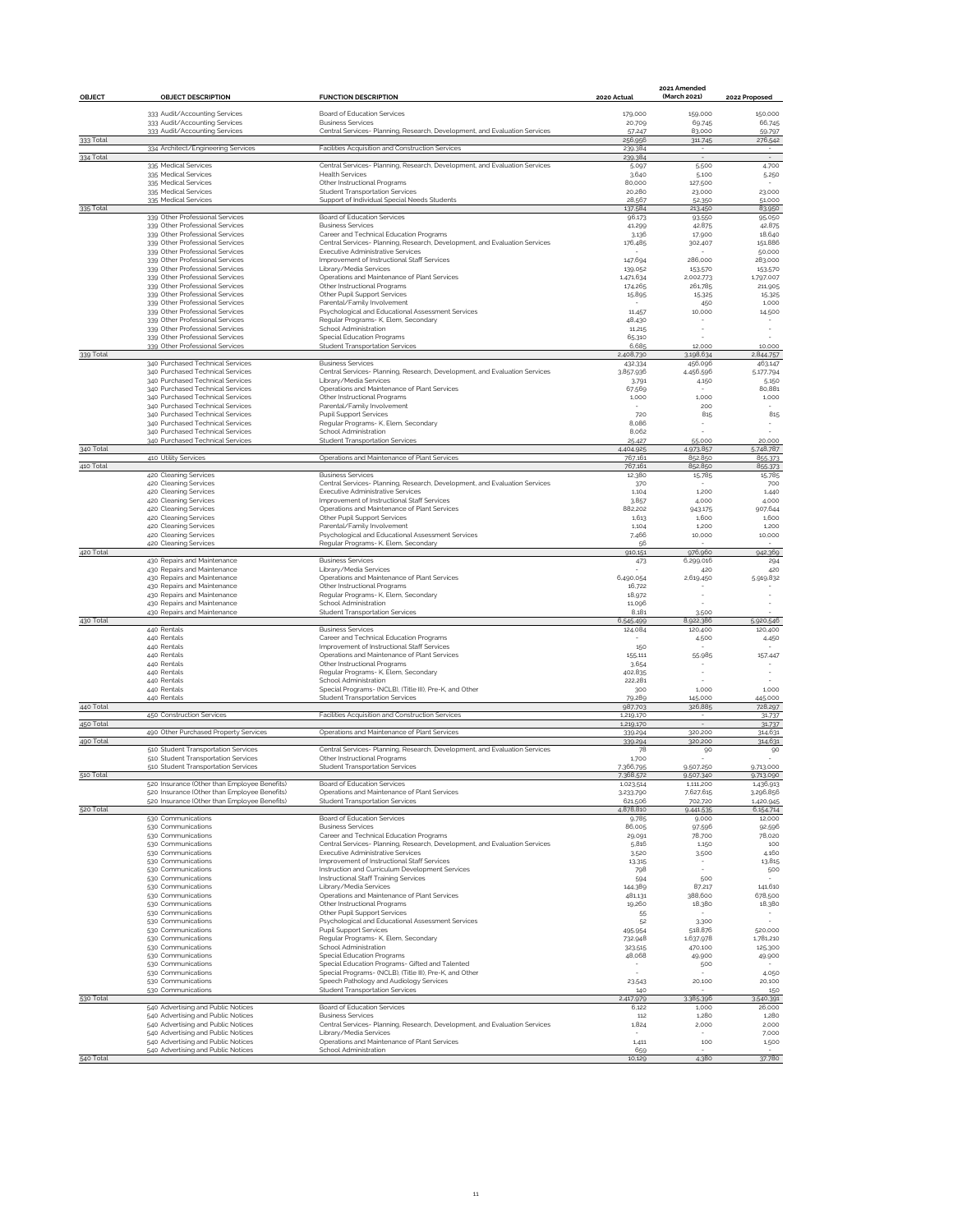| OBJECT | OBJECT DESCRIPTION | FUNCTION DESCRIPTION | 2020 Actual | 2021 Amended (March 2021) | 2022 Proposed |
|---|---|---|---|---|---|
| | 333 Audit/Accounting Services | Board of Education Services | 179,000 | 159,000 | 150,000 |
| | 333 Audit/Accounting Services | Business Services | 20,709 | 69,745 | 66,745 |
| | 333 Audit/Accounting Services | Central Services- Planning, Research, Development, and Evaluation Services | 57,247 | 83,000 | 59,797 |
| 333 Total | | | 256,956 | 311,745 | 276,542 |
| | 334 Architect/Engineering Services | Facilities Acquisition and Construction Services | 239,384 | - | - |
| 334 Total | | | 239,384 | - | - |
| | 335 Medical Services | Central Services- Planning, Research, Development, and Evaluation Services | 5,097 | 5,500 | 4,700 |
| | 335 Medical Services | Health Services | 3,640 | 5,100 | 5,250 |
| | 335 Medical Services | Other Instructional Programs | 80,000 | 127,500 | - |
| | 335 Medical Services | Student Transportation Services | 20,280 | 23,000 | 23,000 |
| | 335 Medical Services | Support of Individual Special Needs Students | 28,567 | 52,350 | 51,000 |
| 335 Total | | | 137,584 | 213,450 | 83,950 |
| | 339 Other Professional Services | Board of Education Services | 96,173 | 93,550 | 95,050 |
| | 339 Other Professional Services | Business Services | 41,299 | 42,875 | 42,875 |
| | 339 Other Professional Services | Career and Technical Education Programs | 3,136 | 17,900 | 18,640 |
| | 339 Other Professional Services | Central Services- Planning, Research, Development, and Evaluation Services | 176,485 | 302,407 | 151,886 |
| | 339 Other Professional Services | Executive Administrative Services | - | - | 50,000 |
| | 339 Other Professional Services | Improvement of Instructional Staff Services | 147,694 | 286,000 | 283,000 |
| | 339 Other Professional Services | Library/Media Services | 139,052 | 153,570 | 153,570 |
| | 339 Other Professional Services | Operations and Maintenance of Plant Services | 1,471,634 | 2,002,773 | 1,797,007 |
| | 339 Other Professional Services | Other Instructional Programs | 174,265 | 261,785 | 211,905 |
| | 339 Other Professional Services | Other Pupil Support Services | 15,895 | 15,325 | 15,325 |
| | 339 Other Professional Services | Parental/Family Involvement | - | 450 | 1,000 |
| | 339 Other Professional Services | Psychological and Educational Assessment Services | 11,457 | 10,000 | 14,500 |
| | 339 Other Professional Services | Regular Programs- K, Elem, Secondary | 48,430 | - | - |
| | 339 Other Professional Services | School Administration | 11,215 | - | - |
| | 339 Other Professional Services | Special Education Programs | 65,310 | - | - |
| | 339 Other Professional Services | Student Transportation Services | 6,685 | 12,000 | 10,000 |
| 339 Total | | | 2,408,730 | 3,198,634 | 2,844,757 |
| | 340 Purchased Technical Services | Business Services | 432,334 | 456,096 | 463,147 |
| | 340 Purchased Technical Services | Central Services- Planning, Research, Development, and Evaluation Services | 3,857,936 | 4,456,596 | 5,177,794 |
| | 340 Purchased Technical Services | Library/Media Services | 3,791 | 4,150 | 5,150 |
| | 340 Purchased Technical Services | Operations and Maintenance of Plant Services | 67,569 | - | 80,881 |
| | 340 Purchased Technical Services | Other Instructional Programs | 1,000 | 1,000 | 1,000 |
| | 340 Purchased Technical Services | Parental/Family Involvement | - | 200 | - |
| | 340 Purchased Technical Services | Pupil Support Services | 720 | 815 | 815 |
| | 340 Purchased Technical Services | Regular Programs- K, Elem, Secondary | 8,086 | - | - |
| | 340 Purchased Technical Services | School Administration | 8,062 | - | - |
| | 340 Purchased Technical Services | Student Transportation Services | 25,427 | 55,000 | 20,000 |
| 340 Total | | | 4,404,925 | 4,973,857 | 5,748,787 |
| | 410 Utility Services | Operations and Maintenance of Plant Services | 767,161 | 852,850 | 855,373 |
| 410 Total | | | 767,161 | 852,850 | 855,373 |
| | 420 Cleaning Services | Business Services | 12,380 | 15,785 | 15,785 |
| | 420 Cleaning Services | Central Services- Planning, Research, Development, and Evaluation Services | 370 | - | 700 |
| | 420 Cleaning Services | Executive Administrative Services | 1,104 | 1,200 | 1,440 |
| | 420 Cleaning Services | Improvement of Instructional Staff Services | 3,857 | 4,000 | 4,000 |
| | 420 Cleaning Services | Operations and Maintenance of Plant Services | 882,202 | 943,175 | 907,644 |
| | 420 Cleaning Services | Other Pupil Support Services | 1,613 | 1,600 | 1,600 |
| | 420 Cleaning Services | Parental/Family Involvement | 1,104 | 1,200 | 1,200 |
| | 420 Cleaning Services | Psychological and Educational Assessment Services | 7,466 | 10,000 | 10,000 |
| | 420 Cleaning Services | Regular Programs- K, Elem, Secondary | 56 | - | - |
| 420 Total | | | 910,151 | 976,960 | 942,369 |
| | 430 Repairs and Maintenance | Business Services | 473 | 6,299,016 | 294 |
| | 430 Repairs and Maintenance | Library/Media Services | - | 420 | 420 |
| | 430 Repairs and Maintenance | Operations and Maintenance of Plant Services | 6,490,054 | 2,619,450 | 5,919,832 |
| | 430 Repairs and Maintenance | Other Instructional Programs | 16,722 | - | - |
| | 430 Repairs and Maintenance | Regular Programs- K, Elem, Secondary | 18,972 | - | - |
| | 430 Repairs and Maintenance | School Administration | 11,096 | - | - |
| | 430 Repairs and Maintenance | Student Transportation Services | 8,181 | 3,500 | - |
| 430 Total | | | 6,545,499 | 8,922,386 | 5,920,546 |
| | 440 Rentals | Business Services | 124,084 | 120,400 | 120,400 |
| | 440 Rentals | Career and Technical Education Programs | - | 4,500 | 4,450 |
| | 440 Rentals | Improvement of Instructional Staff Services | 150 | - | - |
| | 440 Rentals | Operations and Maintenance of Plant Services | 155,111 | 55,985 | 157,447 |
| | 440 Rentals | Other Instructional Programs | 3,654 | - | - |
| | 440 Rentals | Regular Programs- K, Elem, Secondary | 402,835 | - | - |
| | 440 Rentals | School Administration | 222,281 | - | - |
| | 440 Rentals | Special Programs- (NCLB), (Title III), Pre-K, and Other | 300 | 1,000 | 1,000 |
| | 440 Rentals | Student Transportation Services | 79,289 | 145,000 | 445,000 |
| 440 Total | | | 987,703 | 326,885 | 728,297 |
| | 450 Construction Services | Facilities Acquisition and Construction Services | 1,219,170 | - | 31,737 |
| 450 Total | | | 1,219,170 | - | 31,737 |
| | 490 Other Purchased Property Services | Operations and Maintenance of Plant Services | 339,294 | 320,200 | 314,631 |
| 490 Total | | | 339,294 | 320,200 | 314,631 |
| | 510 Student Transportation Services | Central Services- Planning, Research, Development, and Evaluation Services | 78 | 90 | 90 |
| | 510 Student Transportation Services | Other Instructional Programs | 1,700 | - | - |
| | 510 Student Transportation Services | Student Transportation Services | 7,366,795 | 9,507,250 | 9,713,000 |
| 510 Total | | | 7,368,572 | 9,507,340 | 9,713,090 |
| | 520 Insurance (Other than Employee Benefits) | Board of Education Services | 1,023,514 | 1,111,200 | 1,436,913 |
| | 520 Insurance (Other than Employee Benefits) | Operations and Maintenance of Plant Services | 3,233,790 | 7,627,615 | 3,296,856 |
| | 520 Insurance (Other than Employee Benefits) | Student Transportation Services | 621,506 | 702,720 | 1,420,945 |
| 520 Total | | | 4,878,810 | 9,441,535 | 6,154,714 |
| | 530 Communications | Board of Education Services | 9,785 | 9,000 | 12,000 |
| | 530 Communications | Business Services | 86,005 | 97,596 | 92,596 |
| | 530 Communications | Career and Technical Education Programs | 29,091 | 78,700 | 78,020 |
| | 530 Communications | Central Services- Planning, Research, Development, and Evaluation Services | 5,816 | 1,150 | 100 |
| | 530 Communications | Executive Administrative Services | 3,520 | 3,500 | 4,160 |
| | 530 Communications | Improvement of Instructional Staff Services | 13,315 | - | 13,815 |
| | 530 Communications | Instruction and Curriculum Development Services | 798 | - | 500 |
| | 530 Communications | Instructional Staff Training Services | 594 | 500 | - |
| | 530 Communications | Library/Media Services | 144,389 | 87,217 | 141,610 |
| | 530 Communications | Operations and Maintenance of Plant Services | 481,131 | 388,600 | 678,500 |
| | 530 Communications | Other Instructional Programs | 19,260 | 18,380 | 18,380 |
| | 530 Communications | Other Pupil Support Services | 55 | - | - |
| | 530 Communications | Psychological and Educational Assessment Services | 52 | 3,300 | - |
| | 530 Communications | Pupil Support Services | 495,954 | 518,876 | 520,000 |
| | 530 Communications | Regular Programs- K, Elem, Secondary | 732,948 | 1,637,978 | 1,781,210 |
| | 530 Communications | School Administration | 323,515 | 470,100 | 125,300 |
| | 530 Communications | Special Education Programs | 48,068 | 49,900 | 49,900 |
| | 530 Communications | Special Education Programs- Gifted and Talented | - | 500 | - |
| | 530 Communications | Special Programs- (NCLB), (Title III), Pre-K, and Other | - | - | 4,050 |
| | 530 Communications | Speech Pathology and Audiology Services | 23,543 | 20,100 | 20,100 |
| | 530 Communications | Student Transportation Services | 140 | - | 150 |
| 530 Total | | | 2,417,979 | 3,385,396 | 3,540,391 |
| | 540 Advertising and Public Notices | Board of Education Services | 6,122 | 1,000 | 26,000 |
| | 540 Advertising and Public Notices | Business Services | 112 | 1,280 | 1,280 |
| | 540 Advertising and Public Notices | Central Services- Planning, Research, Development, and Evaluation Services | 1,824 | 2,000 | 2,000 |
| | 540 Advertising and Public Notices | Library/Media Services | - | - | 7,000 |
| | 540 Advertising and Public Notices | Operations and Maintenance of Plant Services | 1,411 | 100 | 1,500 |
| | 540 Advertising and Public Notices | School Administration | 659 | - | - |
| 540 Total | | | 10,129 | 4,380 | 37,780 |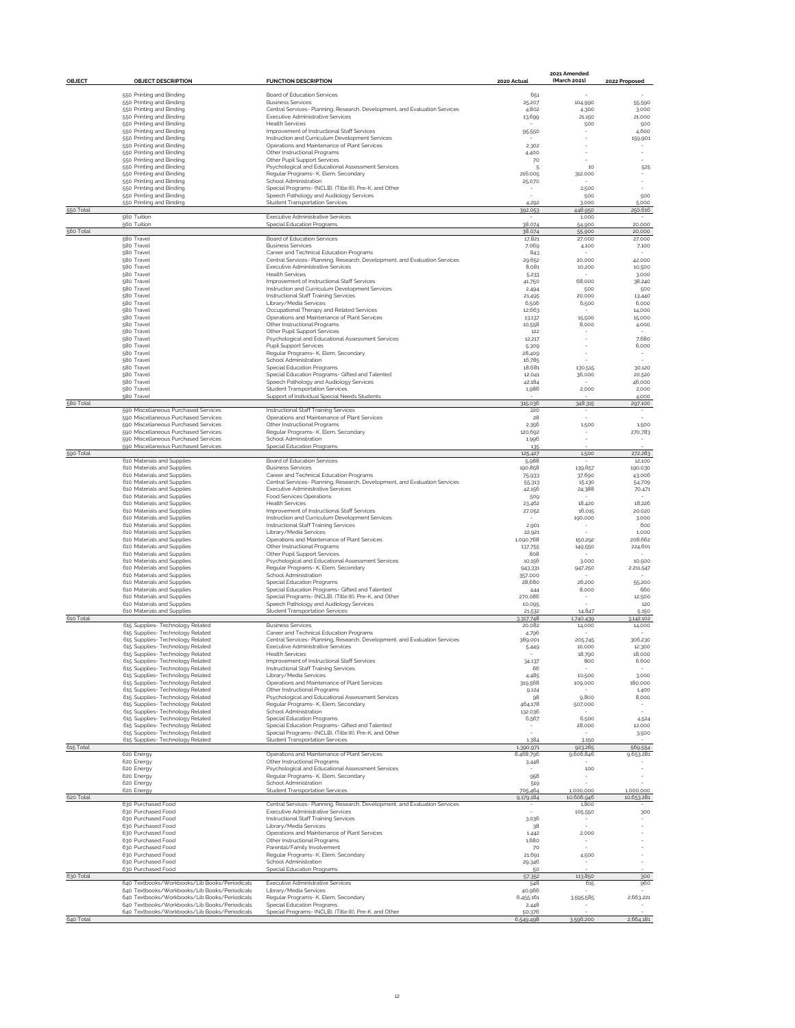| OBJECT | OBJECT DESCRIPTION | FUNCTION DESCRIPTION | 2020 Actual | 2021 Amended (March 2021) | 2022 Proposed |
|---|---|---|---|---|---|
| | 550 Printing and Binding | Board of Education Services | 651 | - | - |
| | 550 Printing and Binding | Business Services | 25,207 | 104,990 | 55,590 |
| | 550 Printing and Binding | Central Services- Planning, Research, Development, and Evaluation Services | 4,802 | 4,300 | 3,000 |
| | 550 Printing and Binding | Executive Administrative Services | 13,699 | 21,150 | 21,000 |
| | 550 Printing and Binding | Health Services | - | 500 | 500 |
| | 550 Printing and Binding | Improvement of Instructional Staff Services | 95,550 | - | 4,600 |
| | 550 Printing and Binding | Instruction and Curriculum Development Services | - | - | 159,901 |
| | 550 Printing and Binding | Operations and Maintenance of Plant Services | 2,302 | - | - |
| | 550 Printing and Binding | Other Instructional Programs | 4,400 | - | - |
| | 550 Printing and Binding | Other Pupil Support Services | 70 | - | - |
| | 550 Printing and Binding | Psychological and Educational Assessment Services | 5 | 10 | 525 |
| | 550 Printing and Binding | Regular Programs- K, Elem, Secondary | 216,005 | 312,000 | - |
| | 550 Printing and Binding | School Administration | 25,070 | - | - |
| | 550 Printing and Binding | Special Programs- (NCLB), (Title III), Pre-K, and Other | - | 2,500 | - |
| | 550 Printing and Binding | Speech Pathology and Audiology Services | - | 500 | 500 |
| | 550 Printing and Binding | Student Transportation Services | 4,292 | 3,000 | 5,000 |
| 550 Total | | | 392,053 | 448,950 | 250,616 |
| | 560 Tuition | Executive Administrative Services | - | 1,000 | - |
| | 560 Tuition | Special Education Programs | 38,074 | 54,900 | 20,000 |
| 560 Total | | | 38,074 | 55,900 | 20,000 |
| | 580 Travel | Board of Education Services | 17,821 | 27,000 | 27,000 |
| | 580 Travel | Business Services | 7,069 | 4,100 | 7,100 |
| | 580 Travel | Career and Technical Education Programs | 843 | - | - |
| | 580 Travel | Central Services- Planning, Research, Development, and Evaluation Services | 29,652 | 20,000 | 42,000 |
| | 580 Travel | Executive Administrative Services | 8,081 | 10,200 | 10,500 |
| | 580 Travel | Health Services | 5,233 | - | 3,000 |
| | 580 Travel | Improvement of Instructional Staff Services | 41,750 | 68,000 | 38,240 |
| | 580 Travel | Instruction and Curriculum Development Services | 2,494 | 500 | 500 |
| | 580 Travel | Instructional Staff Training Services | 21,495 | 20,000 | 13,440 |
| | 580 Travel | Library/Media Services | 6,506 | 6,500 | 6,000 |
| | 580 Travel | Occupational Therapy and Related Services | 12,663 | - | 14,000 |
| | 580 Travel | Operations and Maintenance of Plant Services | 13,137 | 15,500 | 15,000 |
| | 580 Travel | Other Instructional Programs | 10,558 | 8,000 | 4,000 |
| | 580 Travel | Other Pupil Support Services | 122 | - | - |
| | 580 Travel | Psychological and Educational Assessment Services | 12,217 | - | 7,680 |
| | 580 Travel | Pupil Support Services | 5,309 | - | 6,000 |
| | 580 Travel | Regular Programs- K, Elem, Secondary | 28,409 | - | - |
| | 580 Travel | School Administration | 16,785 | - | - |
| | 580 Travel | Special Education Programs | 18,681 | 130,515 | 30,120 |
| | 580 Travel | Special Education Programs- Gifted and Talented | 12,041 | 36,000 | 20,520 |
| | 580 Travel | Speech Pathology and Audiology Services | 42,184 | - | 46,000 |
| | 580 Travel | Student Transportation Services | 1,986 | 2,000 | 2,000 |
| | 580 Travel | Support of Individual Special Needs Students | - | - | 4,000 |
| 580 Total | | | 315,036 | 348,315 | 297,100 |
| | 590 Miscellaneous Purchased Services | Instructional Staff Training Services | 220 | - | - |
| | 590 Miscellaneous Purchased Services | Operations and Maintenance of Plant Services | 28 | - | - |
| | 590 Miscellaneous Purchased Services | Other Instructional Programs | 2,356 | 1,500 | 1,500 |
| | 590 Miscellaneous Purchased Services | Regular Programs- K, Elem, Secondary | 120,692 | - | 270,783 |
| | 590 Miscellaneous Purchased Services | School Administration | 1,996 | - | - |
| | 590 Miscellaneous Purchased Services | Special Education Programs | 135 | - | - |
| 590 Total | | | 125,427 | 1,500 | 272,283 |
| | 610 Materials and Supplies | Board of Education Services | 5,988 | - | 12,100 |
| | 610 Materials and Supplies | Business Services | 190,858 | 139,657 | 190,030 |
| | 610 Materials and Supplies | Career and Technical Education Programs | 75,933 | 37,690 | 43,006 |
| | 610 Materials and Supplies | Central Services- Planning, Research, Development, and Evaluation Services | 55,313 | 15,130 | 54,709 |
| | 610 Materials and Supplies | Executive Administrative Services | 42,156 | 24,388 | 70,471 |
| | 610 Materials and Supplies | Food Services Operations | 509 | - | - |
| | 610 Materials and Supplies | Health Services | 23,462 | 18,420 | 18,226 |
| | 610 Materials and Supplies | Improvement of Instructional Staff Services | 27,052 | 16,015 | 20,020 |
| | 610 Materials and Supplies | Instruction and Curriculum Development Services | - | 190,000 | 3,000 |
| | 610 Materials and Supplies | Instructional Staff Training Services | 2,901 | - | 600 |
| | 610 Materials and Supplies | Library/Media Services | 22,921 | - | 1,000 |
| | 610 Materials and Supplies | Operations and Maintenance of Plant Services | 1,090,768 | 150,292 | 208,662 |
| | 610 Materials and Supplies | Other Instructional Programs | 137,755 | 149,550 | 224,601 |
| | 610 Materials and Supplies | Other Pupil Support Services | 808 | - | - |
| | 610 Materials and Supplies | Psychological and Educational Assessment Services | 10,156 | 3,000 | 10,500 |
| | 610 Materials and Supplies | Regular Programs- K, Elem, Secondary | 943,331 | 947,250 | 2,211,547 |
| | 610 Materials and Supplies | School Administration | 357,000 | - | - |
| | 610 Materials and Supplies | Special Education Programs | 28,680 | 26,200 | 55,200 |
| | 610 Materials and Supplies | Special Education Programs- Gifted and Talented | 444 | 8,000 | 660 |
| | 610 Materials and Supplies | Special Programs- (NCLB), (Title III), Pre-K, and Other | 270,086 | - | 12,500 |
| | 610 Materials and Supplies | Speech Pathology and Audiology Services | 10,095 | - | 120 |
| | 610 Materials and Supplies | Student Transportation Services | 21,532 | 14,847 | 5,150 |
| 610 Total | | | 3,317,748 | 1,740,439 | 3,142,102 |
| | 615 Supplies- Technology Related | Business Services | 20,082 | 14,000 | 14,000 |
| | 615 Supplies- Technology Related | Career and Technical Education Programs | 4,796 | - | - |
| | 615 Supplies- Technology Related | Central Services- Planning, Research, Development, and Evaluation Services | 389,001 | 205,745 | 306,230 |
| | 615 Supplies- Technology Related | Executive Administrative Services | 5,449 | 10,000 | 12,300 |
| | 615 Supplies- Technology Related | Health Services | - | 18,790 | 18,000 |
| | 615 Supplies- Technology Related | Improvement of Instructional Staff Services | 34,137 | 800 | 6,600 |
| | 615 Supplies- Technology Related | Instructional Staff Training Services | 66 | - | - |
| | 615 Supplies- Technology Related | Library/Media Services | 4,485 | 10,500 | 3,000 |
| | 615 Supplies- Technology Related | Operations and Maintenance of Plant Services | 319,568 | 109,000 | 180,000 |
| | 615 Supplies- Technology Related | Other Instructional Programs | 9,124 | - | 1,400 |
| | 615 Supplies- Technology Related | Psychological and Educational Assessment Services | 98 | 9,800 | 8,000 |
| | 615 Supplies- Technology Related | Regular Programs- K, Elem, Secondary | 464,178 | 507,000 | - |
| | 615 Supplies- Technology Related | School Administration | 132,036 | - | - |
| | 615 Supplies- Technology Related | Special Education Programs | 6,567 | 6,500 | 4,524 |
| | 615 Supplies- Technology Related | Special Education Programs- Gifted and Talented | - | 28,000 | 12,000 |
| | 615 Supplies- Technology Related | Special Programs- (NCLB), (Title III), Pre-K, and Other | - | - | 3,500 |
| | 615 Supplies- Technology Related | Student Transportation Services | 1,384 | 3,150 | - |
| 615 Total | | | 1,390,971 | 923,285 | 569,554 |
| | 620 Energy | Operations and Maintenance of Plant Services | 8,468,796 | 9,606,846 | 9,653,281 |
| | 620 Energy | Other Instructional Programs | 3,448 | - | - |
| | 620 Energy | Psychological and Educational Assessment Services | - | 100 | - |
| | 620 Energy | Regular Programs- K, Elem, Secondary | 958 | - | - |
| | 620 Energy | School Administration | 519 | - | - |
| | 620 Energy | Student Transportation Services | 705,464 | 1,000,000 | 1,000,000 |
| 620 Total | | | 9,179,184 | 10,606,946 | 10,653,281 |
| | 630 Purchased Food | Central Services- Planning, Research, Development, and Evaluation Services | - | 1,800 | - |
| | 630 Purchased Food | Executive Administrative Services | - | 105,550 | 300 |
| | 630 Purchased Food | Instructional Staff Training Services | 3,036 | - | - |
| | 630 Purchased Food | Library/Media Services | 38 | - | - |
| | 630 Purchased Food | Operations and Maintenance of Plant Services | 1,442 | 2,000 | - |
| | 630 Purchased Food | Other Instructional Programs | 1,680 | - | - |
| | 630 Purchased Food | Parental/Family Involvement | 70 | - | - |
| | 630 Purchased Food | Regular Programs- K, Elem, Secondary | 21,691 | 4,500 | - |
| | 630 Purchased Food | School Administration | 29,346 | - | - |
| | 630 Purchased Food | Special Education Programs | 50 | - | - |
| 630 Total | | | 57,352 | 113,850 | 300 |
| | 640 Textbooks/Workbooks/Lib Books/Periodicals | Executive Administrative Services | 548 | 615 | 960 |
| | 640 Textbooks/Workbooks/Lib Books/Periodicals | Library/Media Services | 40,966 | - | - |
| | 640 Textbooks/Workbooks/Lib Books/Periodicals | Regular Programs- K, Elem, Secondary | 6,455,161 | 3,595,585 | 2,663,221 |
| | 640 Textbooks/Workbooks/Lib Books/Periodicals | Special Education Programs | 2,448 | - | - |
| | 640 Textbooks/Workbooks/Lib Books/Periodicals | Special Programs- (NCLB), (Title III), Pre-K, and Other | 50,376 | - | - |
| 640 Total | | | 6,549,498 | 3,596,200 | 2,664,181 |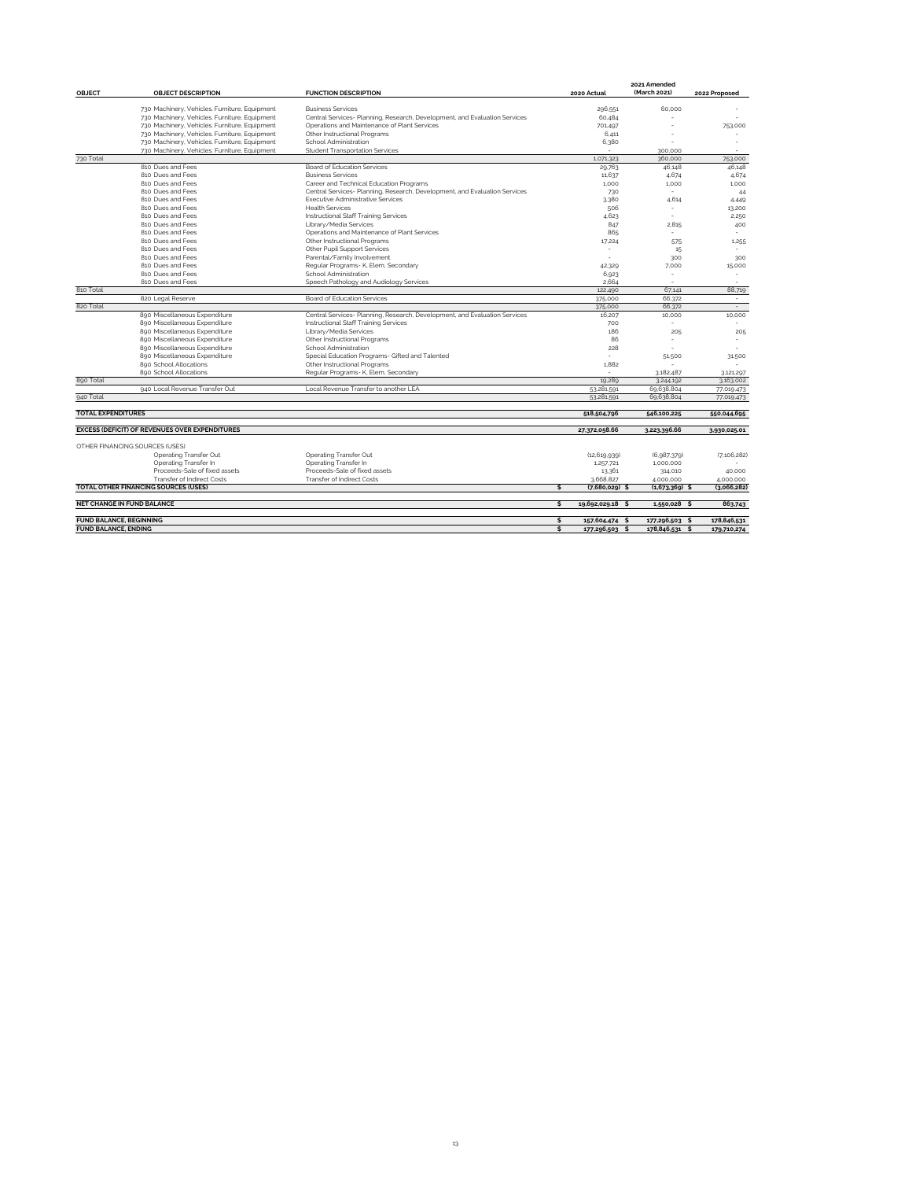| OBJECT | OBJECT DESCRIPTION | FUNCTION DESCRIPTION | 2020 Actual | 2021 Amended (March 2021) | 2022 Proposed |
|---|---|---|---|---|---|
| | 730 Machinery, Vehicles, Furniture, Equipment | Business Services | 296,551 | 60,000 | - |
| | 730 Machinery, Vehicles, Furniture, Equipment | Central Services- Planning, Research, Development, and Evaluation Services | 60,484 | - | - |
| | 730 Machinery, Vehicles, Furniture, Equipment | Operations and Maintenance of Plant Services | 701,497 | - | 753,000 |
| | 730 Machinery, Vehicles, Furniture, Equipment | Other Instructional Programs | 6,411 | - | - |
| | 730 Machinery, Vehicles, Furniture, Equipment | School Administration | 6,380 | - | - |
| | 730 Machinery, Vehicles, Furniture, Equipment | Student Transportation Services | - | 300,000 | - |
| 730 Total | | | 1,071,323 | 360,000 | 753,000 |
| | 810 Dues and Fees | Board of Education Services | 29,763 | 46,148 | 46,148 |
| | 810 Dues and Fees | Business Services | 11,637 | 4,674 | 4,674 |
| | 810 Dues and Fees | Career and Technical Education Programs | 1,000 | 1,000 | 1,000 |
| | 810 Dues and Fees | Central Services- Planning, Research, Development, and Evaluation Services | 730 | - | 44 |
| | 810 Dues and Fees | Executive Administrative Services | 3,380 | 4,614 | 4,449 |
| | 810 Dues and Fees | Health Services | 506 | - | 13,200 |
| | 810 Dues and Fees | Instructional Staff Training Services | 4,623 | - | 2,250 |
| | 810 Dues and Fees | Library/Media Services | 847 | 2,815 | 400 |
| | 810 Dues and Fees | Operations and Maintenance of Plant Services | 865 | - | - |
| | 810 Dues and Fees | Other Instructional Programs | 17,224 | 575 | 1,255 |
| | 810 Dues and Fees | Other Pupil Support Services | - | 15 | - |
| | 810 Dues and Fees | Parental/Family Involvement | - | 300 | 300 |
| | 810 Dues and Fees | Regular Programs- K, Elem, Secondary | 42,329 | 7,000 | 15,000 |
| | 810 Dues and Fees | School Administration | 6,923 | - | - |
| | 810 Dues and Fees | Speech Pathology and Audiology Services | 2,664 | - | - |
| 810 Total | | | 122,490 | 67,141 | 88,719 |
| | 820 Legal Reserve | Board of Education Services | 375,000 | 66,372 | - |
| 820 Total | | | 375,000 | 66,372 | - |
| | 890 Miscellaneous Expenditure | Central Services- Planning, Research, Development, and Evaluation Services | 16,207 | 10,000 | 10,000 |
| | 890 Miscellaneous Expenditure | Instructional Staff Training Services | 700 | - | - |
| | 890 Miscellaneous Expenditure | Library/Media Services | 186 | 205 | 205 |
| | 890 Miscellaneous Expenditure | Other Instructional Programs | 86 | - | - |
| | 890 Miscellaneous Expenditure | School Administration | 228 | - | - |
| | 890 Miscellaneous Expenditure | Special Education Programs- Gifted and Talented | - | 51,500 | 31,500 |
| | 890 School Allocations | Other Instructional Programs | 1,882 | - | - |
| | 890 School Allocations | Regular Programs- K, Elem, Secondary | - | 3,182,487 | 3,121,297 |
| 890 Total | | | 19,289 | 3,244,192 | 3,163,002 |
| | 940 Local Revenue Transfer Out | Local Revenue Transfer to another LEA | 53,281,591 | 69,638,804 | 77,019,473 |
| 940 Total | | | 53,281,591 | 69,638,804 | 77,019,473 |
| **TOTAL EXPENDITURES** | | | **518,504,796** | **546,100,225** | **550,044,695** |
| **EXCESS (DEFICIT) OF REVENUES OVER EXPENDITURES** | | | **27,372,058.66** | **3,223,396.66** | **3,930,025.01** |
| OTHER FINANCING SOURCES (USES) | | | | | |
| | Operating Transfer Out | Operating Transfer Out | (12,619,939) | (6,987,379) | (7,106,282) |
| | Operating Transfer In | Operating Transfer In | 1,257,721 | 1,000,000 | - |
| | Proceeds-Sale of fixed assets | Proceeds-Sale of fixed assets | 13,361 | 314,010 | 40,000 |
| | Transfer of Indirect Costs | Transfer of Indirect Costs | 3,668,827 | 4,000,000 | 4,000,000 |
| **TOTAL OTHER FINANCING SOURCES (USES)** | | | **$ (7,680,029) $** | **(1,673,369) $** | **(3,066,282)** |
| **NET CHANGE IN FUND BALANCE** | | | **$ 19,692,029.18 $** | **1,550,028 $** | **863,743** |
| **FUND BALANCE, BEGINNING** | | | **$ 157,604,474 $** | **177,296,503 $** | **178,846,531** |
| **FUND BALANCE, ENDING** | | | **$ 177,296,503 $** | **178,846,531 $** | **179,710,274** |